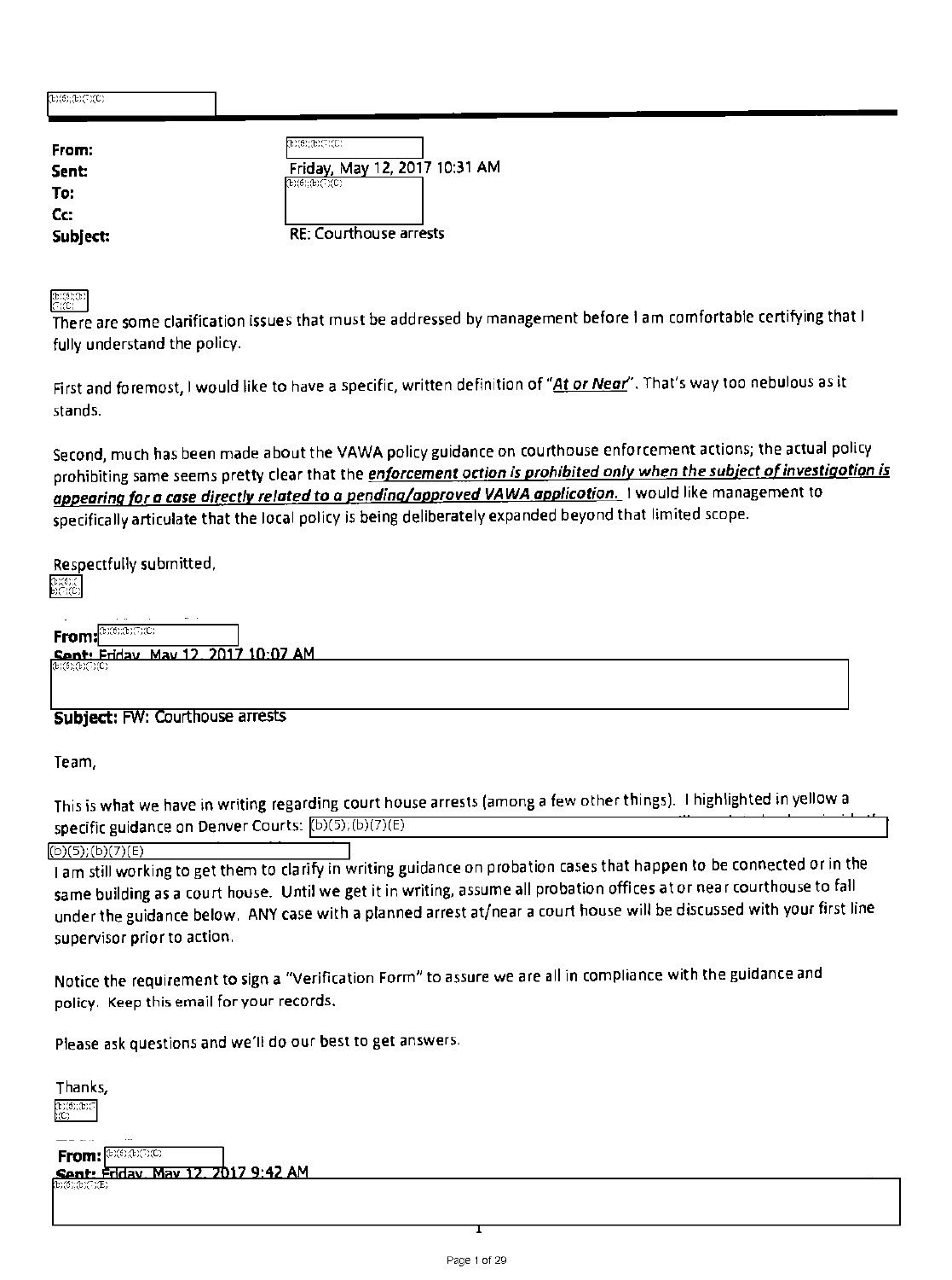(b)(6);(b)(7)(C)

**From:** (b)(6);(b)(7)(C)
**Sent:** Friday, May 12, 2017 10:31 AM
**To:** (b)(6);(b)(7)(C)
**Cc:**
**Subject:** RE: Courthouse arrests

(b)(6);(b)(7)(C)

There are some clarification issues that must be addressed by management before I am comfortable certifying that I fully understand the policy.

First and foremost, I would like to have a specific, written definition of "***At or Near***". That's way too nebulous as it stands.

Second, much has been made about the VAWA policy guidance on courthouse enforcement actions; the actual policy prohibiting same seems pretty clear that the ***enforcement action is prohibited only when the subject of investigation is appearing for a case directly related to a pending/approved VAWA application.*** I would like management to specifically articulate that the local policy is being deliberately expanded beyond that limited scope.

Respectfully submitted,
(b)(6);(b)(7)(C)

**From:** (b)(6);(b)(7)(C)
**Sent:** Friday, May 12, 2017 10:07 AM
(b)(6);(b)(7)(C)
**Subject:** FW: Courthouse arrests

Team,

This is what we have in writing regarding court house arrests (among a few other things). I highlighted in yellow a specific guidance on Denver Courts: (b)(5);(b)(7)(E)
(b)(5);(b)(7)(E)
I am still working to get them to clarify in writing guidance on probation cases that happen to be connected or in the same building as a court house. Until we get it in writing, assume all probation offices at or near courthouse to fall under the guidance below. ANY case with a planned arrest at/near a court house will be discussed with your first line supervisor prior to action.

Notice the requirement to sign a "Verification Form" to assure we are all in compliance with the guidance and policy. Keep this email for your records.

Please ask questions and we'll do our best to get answers.

Thanks,
(b)(6);(b)(7)(C)

**From:** (b)(6);(b)(7)(C)
**Sent:** Friday, May 12, 2017 9:42 AM
(b)(6);(b)(7)(E)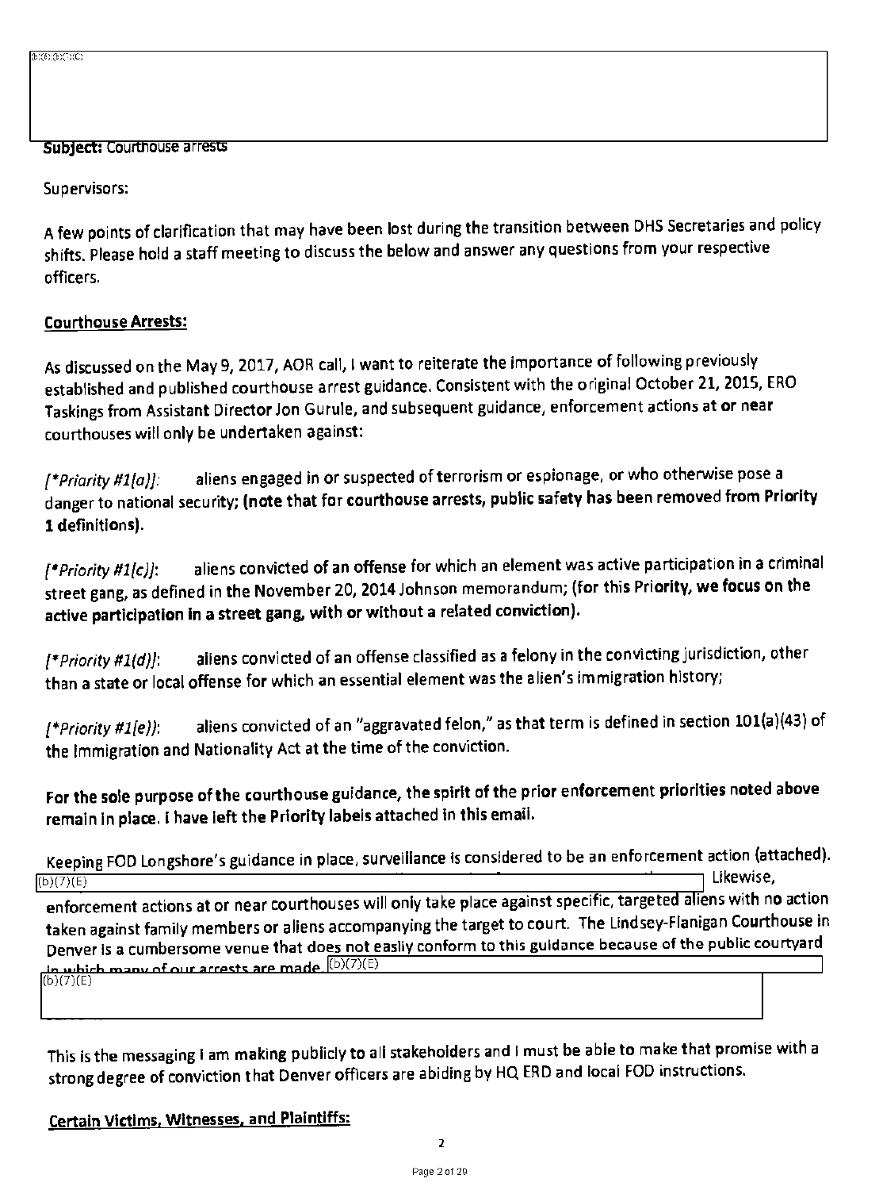(b)(6);(b)(7)(C)

**Subject:** Courthouse arrests

Supervisors:

A few points of clarification that may have been lost during the transition between DHS Secretaries and policy shifts. Please hold a staff meeting to discuss the below and answer any questions from your respective officers.

**Courthouse Arrests:**

As discussed on the May 9, 2017, AOR call, I want to reiterate the importance of following previously established and published courthouse arrest guidance. Consistent with the original October 21, 2015, ERO Taskings from Assistant Director Jon Gurule, and subsequent guidance, enforcement actions at or near courthouses will only be undertaken against:

*[\*Priority #1(a)]*: aliens engaged in or suspected of terrorism or espionage, or who otherwise pose a danger to national security; **(note that for courthouse arrests, public safety has been removed from Priority 1 definitions).**

*[\*Priority #1(c)]*: aliens convicted of an offense for which an element was active participation in a criminal street gang, as defined in the November 20, 2014 Johnson memorandum; **(for this Priority, we focus on the active participation in a street gang, with or without a related conviction).**

*[\*Priority #1(d)]*: aliens convicted of an offense classified as a felony in the convicting jurisdiction, other than a state or local offense for which an essential element was the alien's immigration history;

*[\*Priority #1(e)]*: aliens convicted of an "aggravated felon," as that term is defined in section 101(a)(43) of the Immigration and Nationality Act at the time of the conviction.

**For the sole purpose of the courthouse guidance, the spirit of the prior enforcement priorities noted above remain in place. I have left the Priority labels attached in this email.**

Keeping FOD Longshore's guidance in place, surveillance is considered to be an enforcement action (attached). (b)(7)(E) Likewise, enforcement actions at or near courthouses will only take place against specific, targeted aliens with no action taken against family members or aliens accompanying the target to court. The Lindsey-Flanigan Courthouse in Denver is a cumbersome venue that does not easily conform to this guidance because of the public courtyard in which many of our arrests are made. (b)(7)(E)

(b)(7)(E)

This is the messaging I am making publicly to all stakeholders and I must be able to make that promise with a strong degree of conviction that Denver officers are abiding by HQ ERD and local FOD instructions.

**Certain Victims, Witnesses, and Plaintiffs:**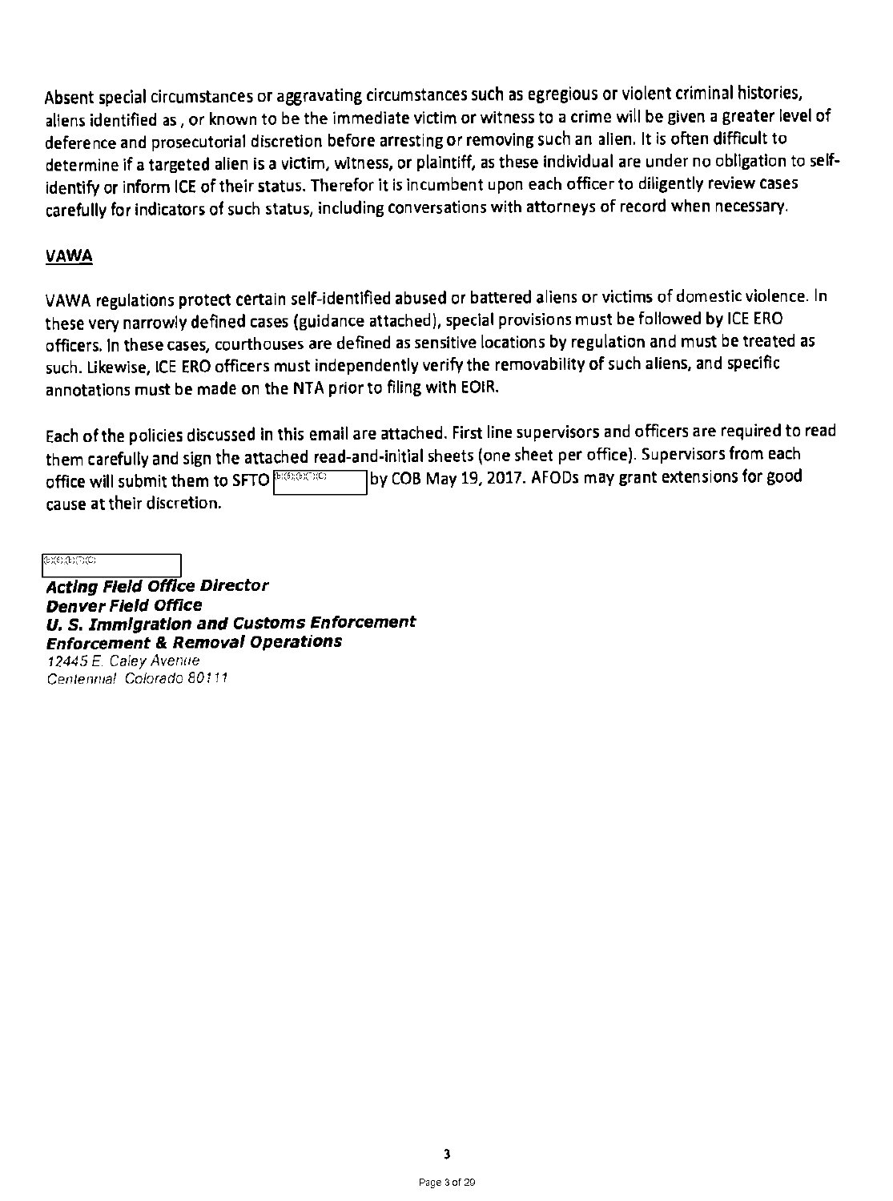Absent special circumstances or aggravating circumstances such as egregious or violent criminal histories, aliens identified as , or known to be the immediate victim or witness to a crime will be given a greater level of deference and prosecutorial discretion before arresting or removing such an alien. It is often difficult to determine if a targeted alien is a victim, witness, or plaintiff, as these individual are under no obligation to self-identify or inform ICE of their status. Therefor it is incumbent upon each officer to diligently review cases carefully for indicators of such status, including conversations with attorneys of record when necessary.

## VAWA

VAWA regulations protect certain self-identified abused or battered aliens or victims of domestic violence. In these very narrowly defined cases (guidance attached), special provisions must be followed by ICE ERO officers. In these cases, courthouses are defined as sensitive locations by regulation and must be treated as such. Likewise, ICE ERO officers must independently verify the removability of such aliens, and specific annotations must be made on the NTA prior to filing with EOIR.

Each of the policies discussed in this email are attached. First line supervisors and officers are required to read them carefully and sign the attached read-and-initial sheets (one sheet per office). Supervisors from each office will submit them to SFTO (b)(6);(b)(7)(C) by COB May 19, 2017. AFODs may grant extensions for good cause at their discretion.

(b)(6);(b)(7)(C)

***Acting Field Office Director***
***Denver Field Office***
***U. S. Immigration and Customs Enforcement***
***Enforcement & Removal Operations***
*12445 E. Caley Avenue*
*Centennial Colorado 80111*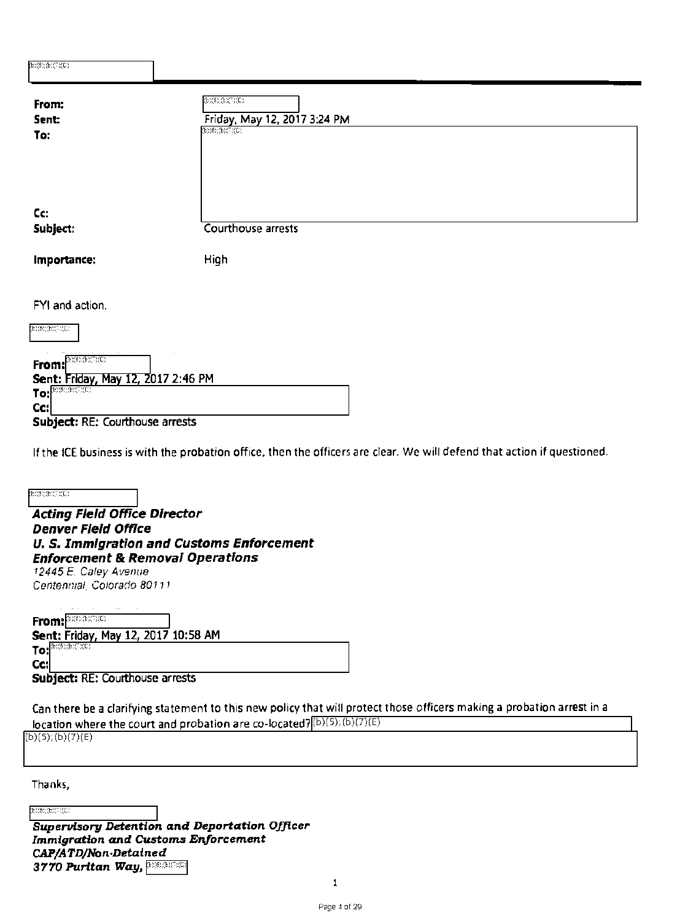(b)(6);(b)(7)(C)

**From:** (b)(6);(b)(7)(C)
**Sent:** Friday, May 12, 2017 3:24 PM
**To:** (b)(6);(b)(7)(C)
**Cc:**
**Subject:** Courthouse arrests

**Importance:** High

FYI and action.

(b)(6);(b)(7)(C)

**From:** (b)(6);(b)(7)(C)
**Sent:** Friday, May 12, 2017 2:46 PM
**To:** (b)(6);(b)(7)(C)
**Cc:**
**Subject:** RE: Courthouse arrests

If the ICE business is with the probation office, then the officers are clear. We will defend that action if questioned.

(b)(6);(b)(7)(C)
***Acting Field Office Director***
***Denver Field Office***
***U. S. Immigration and Customs Enforcement***
***Enforcement & Removal Operations***
*12445 E. Caley Avenue*
*Centennial, Colorado 80111*

**From:** (b)(6);(b)(7)(C)
**Sent:** Friday, May 12, 2017 10:58 AM
**To:** (b)(6);(b)(7)(C)
**Cc:**
**Subject:** RE: Courthouse arrests

Can there be a clarifying statement to this new policy that will protect those officers making a probation arrest in a location where the court and probation are co-located? (b)(5);(b)(7)(E)
(b)(5);(b)(7)(E)

Thanks,

(b)(6);(b)(7)(C)
***Supervisory Detention and Deportation Officer***
***Immigration and Customs Enforcement***
***CAP/ATD/Non-Detained***
***3770 Puritan Way,*** (b)(6);(b)(7)(C)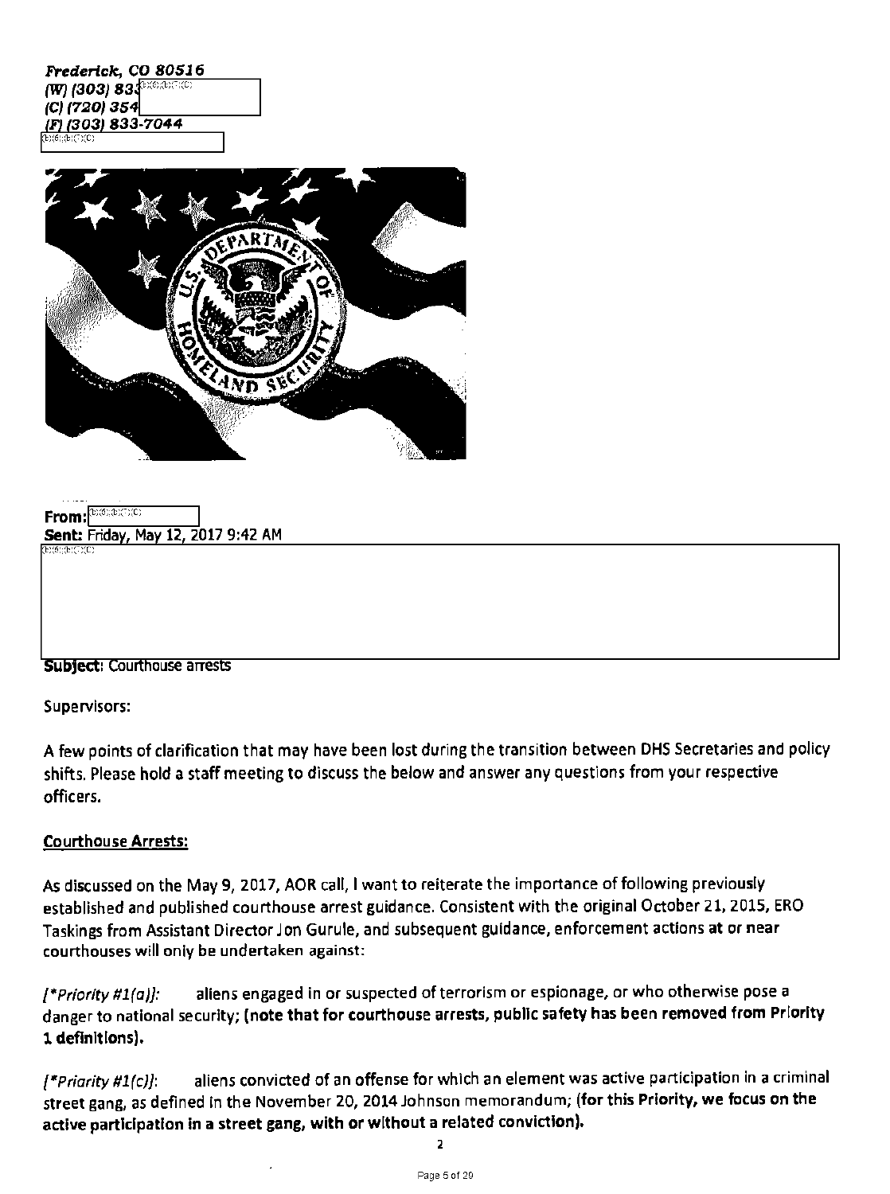*Frederick, CO 80516*
*(W) (303) 83*(b)(6);(b)(7)(C)
*(C) (720) 354*
*(F) (303) 833-7044*
(b)(6);(b)(7)(C)

**From:** (b)(6);(b)(7)(C)
**Sent:** Friday, May 12, 2017 9:42 AM
(b)(6);(b)(7)(C)
**Subject:** Courthouse arrests

Supervisors:

A few points of clarification that may have been lost during the transition between DHS Secretaries and policy shifts. Please hold a staff meeting to discuss the below and answer any questions from your respective officers.

**Courthouse Arrests:**

As discussed on the May 9, 2017, AOR call, I want to reiterate the importance of following previously established and published courthouse arrest guidance. Consistent with the original October 21, 2015, ERO Taskings from Assistant Director Jon Gurule, and subsequent guidance, enforcement actions at or near courthouses will only be undertaken against:

*[*Priority #1(a)]:* aliens engaged in or suspected of terrorism or espionage, or who otherwise pose a danger to national security; **(note that for courthouse arrests, public safety has been removed from Priority 1 definitions).**

*[*Priority #1(c)]:* aliens convicted of an offense for which an element was active participation in a criminal street gang, as defined in the November 20, 2014 Johnson memorandum; **(for this Priority, we focus on the active participation in a street gang, with or without a related conviction).**

2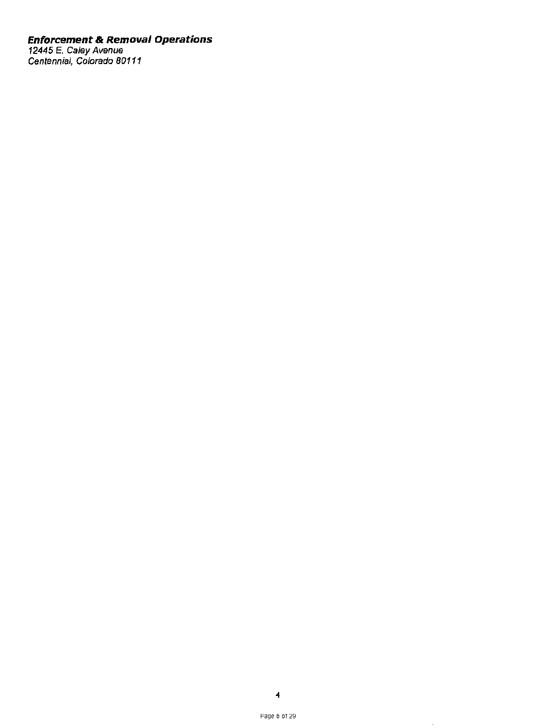***Enforcement & Removal Operations***
*12445 E. Caley Avenue*
*Centennial, Colorado 80111*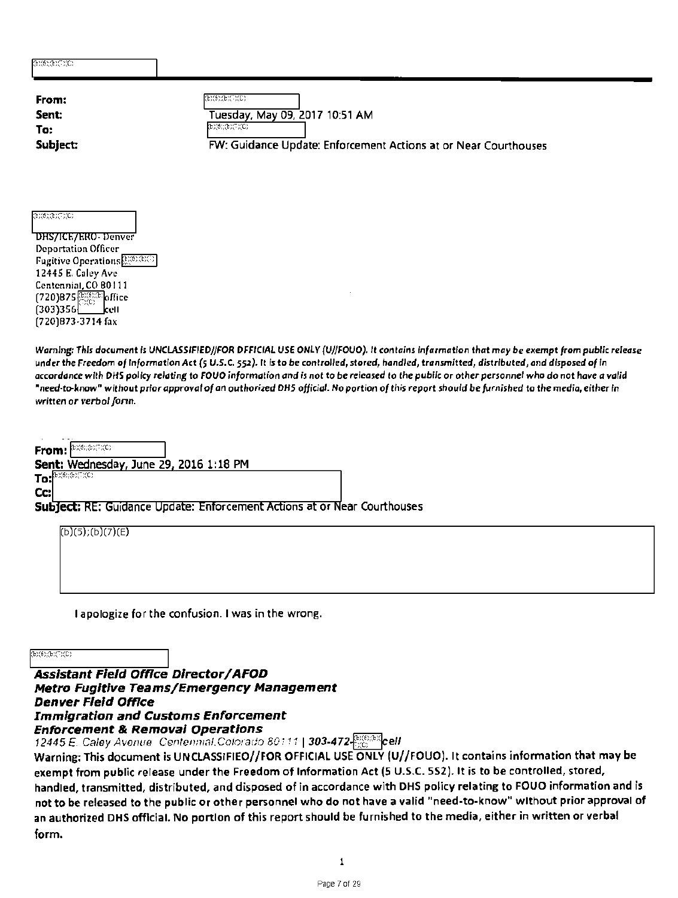(b)(6);(b)(7)(C)

**From:** (b)(6);(b)(7)(C)
**Sent:** Tuesday, May 09, 2017 10:51 AM
**To:** (b)(6);(b)(7)(C)
**Subject:** FW: Guidance Update: Enforcement Actions at or Near Courthouses

(b)(6);(b)(7)(C)
DHS/ICE/ERO- Denver
Deportation Officer
Fugitive Operations (b)(6);(b)(7)
12445 E. Caley Ave
Centennial, CO 80111
(720)875 (b)(6);(b)(7)(C) office
(303)356 cell
(720)873-3714 fax

*Warning: This document is UNCLASSIFIED//FOR OFFICIAL USE ONLY (U//FOUO). It contains information that may be exempt from public release under the Freedom of Information Act (5 U.S.C. 552). It is to be controlled, stored, handled, transmitted, distributed, and disposed of in accordance with DHS policy relating to FOUO information and is not to be released to the public or other personnel who do not have a valid "need-to-know" without prior approval of an authorized DHS official. No portion of this report should be furnished to the media, either in written or verbal form.*

**From:** (b)(6);(b)(7)(C)
**Sent:** Wednesday, June 29, 2016 1:18 PM
**To:** (b)(6);(b)(7)(C)
**Cc:**
**Subject:** RE: Guidance Update: Enforcement Actions at or Near Courthouses

(b)(5);(b)(7)(E)

I apologize for the confusion. I was in the wrong.

(b)(6);(b)(7)(C)

***Assistant Field Office Director/AFOD***
***Metro Fugitive Teams/Emergency Management***
***Denver Field Office***
***Immigration and Customs Enforcement***
***Enforcement & Removal Operations***
*12445 E. Caley Avenue Centennial, Colorado 80111* | ***303-472-*** (b)(6);(b)(7)(C) ***cell***

**Warning: This document is UNCLASSIFIED//FOR OFFICIAL USE ONLY (U//FOUO). It contains information that may be exempt from public release under the Freedom of Information Act (5 U.S.C. 552). It is to be controlled, stored, handled, transmitted, distributed, and disposed of in accordance with DHS policy relating to FOUO information and is not to be released to the public or other personnel who do not have a valid "need-to-know" without prior approval of an authorized DHS official. No portion of this report should be furnished to the media, either in written or verbal form.**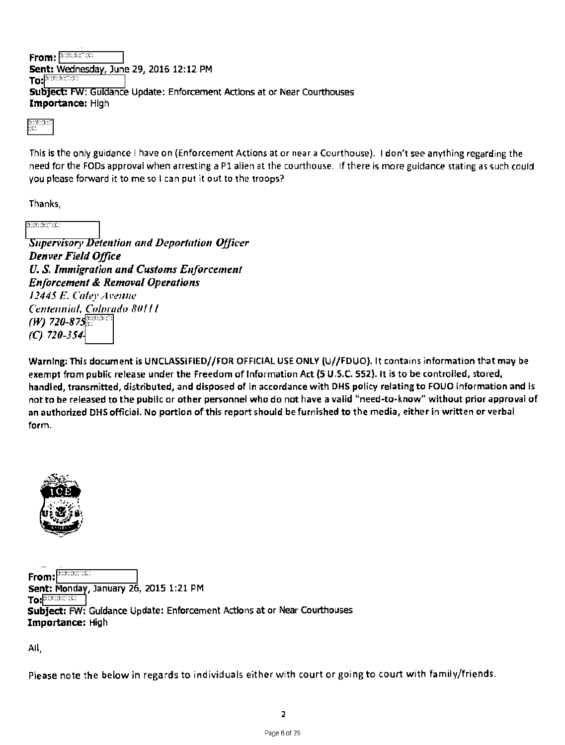**From:** (b)(6);(b)(7)(C)
**Sent:** Wednesday, June 29, 2016 12:12 PM
**To:** (b)(6);(b)(7)(C)
**Subject:** FW: Guidance Update: Enforcement Actions at or Near Courthouses
**Importance:** High

(b)(6);(b)(7)(C)

This is the only guidance I have on (Enforcement Actions at or near a Courthouse). I don't see anything regarding the need for the FODs approval when arresting a P1 alien at the courthouse. If there is more guidance stating as such could you please forward it to me so I can put it out to the troops?

Thanks,

(b)(6);(b)(7)(C)
***Supervisory Detention and Deportation Officer***
***Denver Field Office***
***U. S. Immigration and Customs Enforcement***
***Enforcement & Removal Operations***
*12445 E. Caley Avenue*
*Centennial, Colorado 80111*
*(W) 720-875*(b)(6);(b)(7)(C)
*(C) 720-354-*

**Warning: This document is UNCLASSIFIED//FOR OFFICIAL USE ONLY (U//FDUO). It contains information that may be exempt from public release under the Freedom of Information Act (5 U.S.C. 552). It is to be controlled, stored, handled, transmitted, distributed, and disposed of in accordance with DHS policy relating to FOUO information and is not to be released to the public or other personnel who do not have a valid "need-to-know" without prior approval of an authorized DHS official. No portion of this report should be furnished to the media, either in written or verbal form.**

**From:** (b)(6);(b)(7)(C)
**Sent:** Monday, January 26, 2015 1:21 PM
**To:** (b)(6);(b)(7)(C)
**Subject:** FW: Guidance Update: Enforcement Actions at or Near Courthouses
**Importance:** High

All,

Please note the below in regards to individuals either with court or going to court with family/friends.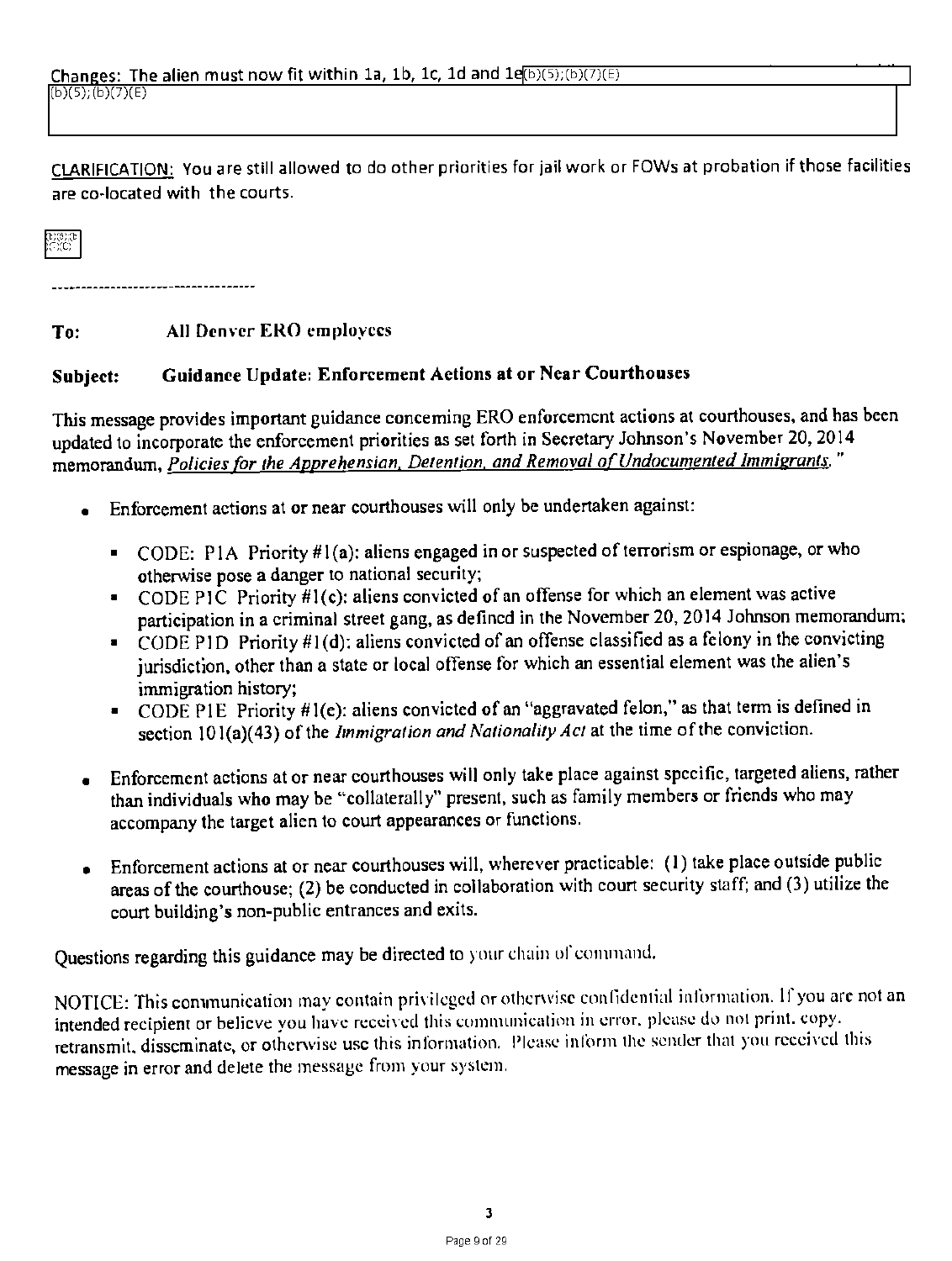Changes: The alien must now fit within 1a, 1b, 1c, 1d and 1e(b)(5);(b)(7)(E)

(b)(5);(b)(7)(E)

CLARIFICATION: You are still allowed to do other priorities for jail work or FOWs at probation if those facilities are co-located with the courts.

(b)(6);(b)(7)(C)

-----------------------------------

**To:** All Denver ERO employees

**Subject:** **Guidance Update: Enforcement Actions at or Near Courthouses**

This message provides important guidance concerning ERO enforcement actions at courthouses, and has been updated to incorporate the enforcement priorities as set forth in Secretary Johnson's November 20, 2014 memorandum, *Policies for the Apprehension, Detention, and Removal of Undocumented Immigrants.*"

- Enforcement actions at or near courthouses will only be undertaken against:
  - CODE: P1A Priority #1(a): aliens engaged in or suspected of terrorism or espionage, or who otherwise pose a danger to national security;
  - CODE P1C Priority #1(c): aliens convicted of an offense for which an element was active participation in a criminal street gang, as defined in the November 20, 2014 Johnson memorandum;
  - CODE P1D Priority #1(d): aliens convicted of an offense classified as a felony in the convicting jurisdiction, other than a state or local offense for which an essential element was the alien's immigration history;
  - CODE P1E Priority #1(e): aliens convicted of an "aggravated felon," as that term is defined in section 101(a)(43) of the *Immigration and Nationality Act* at the time of the conviction.
- Enforcement actions at or near courthouses will only take place against specific, targeted aliens, rather than individuals who may be "collaterally" present, such as family members or friends who may accompany the target alien to court appearances or functions.
- Enforcement actions at or near courthouses will, wherever practicable: (1) take place outside public areas of the courthouse; (2) be conducted in collaboration with court security staff; and (3) utilize the court building's non-public entrances and exits.

Questions regarding this guidance may be directed to your chain of command.

NOTICE: This communication may contain privileged or otherwise confidential information. If you are not an intended recipient or believe you have received this communication in error, please do not print, copy, retransmit, disseminate, or otherwise use this information. Please inform the sender that you received this message in error and delete the message from your system.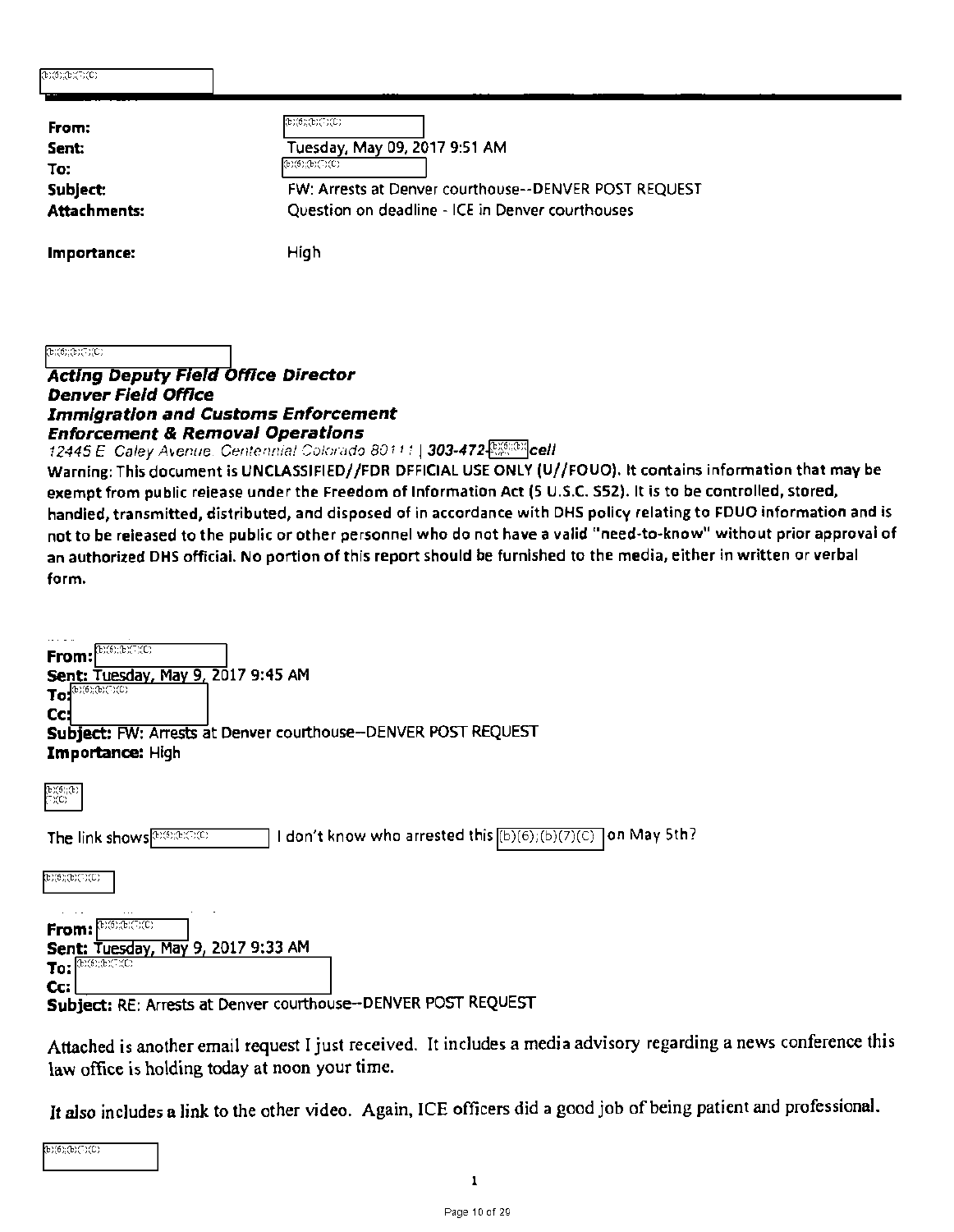(b)(6);(b)(7)(C)

**From:** (b)(6);(b)(7)(C)
**Sent:** Tuesday, May 09, 2017 9:51 AM
**To:** (b)(6);(b)(7)(C)
**Subject:** FW: Arrests at Denver courthouse--DENVER POST REQUEST
**Attachments:** Question on deadline - ICE in Denver courthouses

**Importance:** High

(b)(6);(b)(7)(C)
***Acting Deputy Field Office Director***
***Denver Field Office***
***Immigration and Customs Enforcement***
***Enforcement & Removal Operations***
*12445 E. Caley Avenue, Centennial Colorado 80111 |* ***303-472-*** (b)(6);(b)(7)(C) ***cell***

**Warning: This document is UNCLASSIFIED//FOR OFFICIAL USE ONLY (U//FOUO). It contains information that may be exempt from public release under the Freedom of Information Act (5 U.S.C. 552). It is to be controlled, stored, handled, transmitted, distributed, and disposed of in accordance with DHS policy relating to FOUO information and is not to be released to the public or other personnel who do not have a valid "need-to-know" without prior approval of an authorized DHS official. No portion of this report should be furnished to the media, either in written or verbal form.**

**From:** (b)(6);(b)(7)(C)
**Sent:** Tuesday, May 9, 2017 9:45 AM
**To:** (b)(6);(b)(7)(C)
**Cc:**
**Subject:** FW: Arrests at Denver courthouse--DENVER POST REQUEST
**Importance:** High

(b)(6);(b)(7)(C)

The link shows (b)(6);(b)(7)(C) I don't know who arrested this (b)(6);(b)(7)(C) on May 5th?

(b)(6);(b)(7)(C)

**From:** (b)(6);(b)(7)(C)
**Sent:** Tuesday, May 9, 2017 9:33 AM
**To:** (b)(6);(b)(7)(C)
**Cc:**
**Subject:** RE: Arrests at Denver courthouse--DENVER POST REQUEST

Attached is another email request I just received. It includes a media advisory regarding a news conference this law office is holding today at noon your time.

It also includes a link to the other video. Again, ICE officers did a good job of being patient and professional.

(b)(6);(b)(7)(C)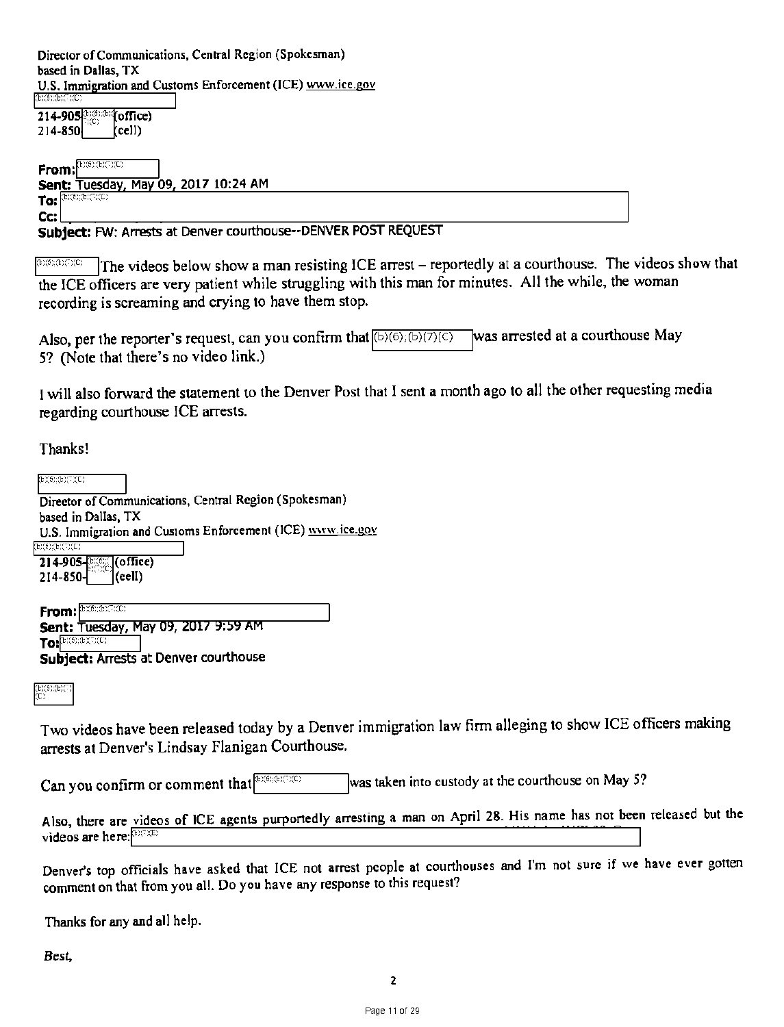Director of Communications, Central Region (Spokesman)
based in Dallas, TX
U.S. Immigration and Customs Enforcement (ICE) www.ice.gov
(b)(6);(b)(7)(C)
214-905-(b)(6);(b)(7)(C) (office)
214-850- (cell)

**From:** (b)(6);(b)(7)(C)
**Sent:** Tuesday, May 09, 2017 10:24 AM
**To:** (b)(6);(b)(7)(C)
**Cc:**
**Subject:** FW: Arrests at Denver courthouse--DENVER POST REQUEST

(b)(6);(b)(7)(C) The videos below show a man resisting ICE arrest – reportedly at a courthouse. The videos show that the ICE officers are very patient while struggling with this man for minutes. All the while, the woman recording is screaming and crying to have them stop.

Also, per the reporter's request, can you confirm that (b)(6);(b)(7)(C) was arrested at a courthouse May 5? (Note that there's no video link.)

I will also forward the statement to the Denver Post that I sent a month ago to all the other requesting media regarding courthouse ICE arrests.

Thanks!

(b)(6);(b)(7)(C)
Director of Communications, Central Region (Spokesman)
based in Dallas, TX
U.S. Immigration and Customs Enforcement (ICE) www.ice.gov
(b)(6);(b)(7)(C)
214-905-(b)(6);(b)(7)(C) (office)
214-850- (cell)

**From:** (b)(6);(b)(7)(C)
**Sent:** Tuesday, May 09, 2017 9:59 AM
**To:** (b)(6);(b)(7)(C)
**Subject:** Arrests at Denver courthouse

(b)(6);(b)(7)(C)

Two videos have been released today by a Denver immigration law firm alleging to show ICE officers making arrests at Denver's Lindsay Flanigan Courthouse.

Can you confirm or comment that (b)(6);(b)(7)(C) was taken into custody at the courthouse on May 5?

Also, there are videos of ICE agents purportedly arresting a man on April 28. His name has not been released but the videos are here: (b)(7)(E)

Denver's top officials have asked that ICE not arrest people at courthouses and I'm not sure if we have ever gotten comment on that from you all. Do you have any response to this request?

Thanks for any and all help.

Best,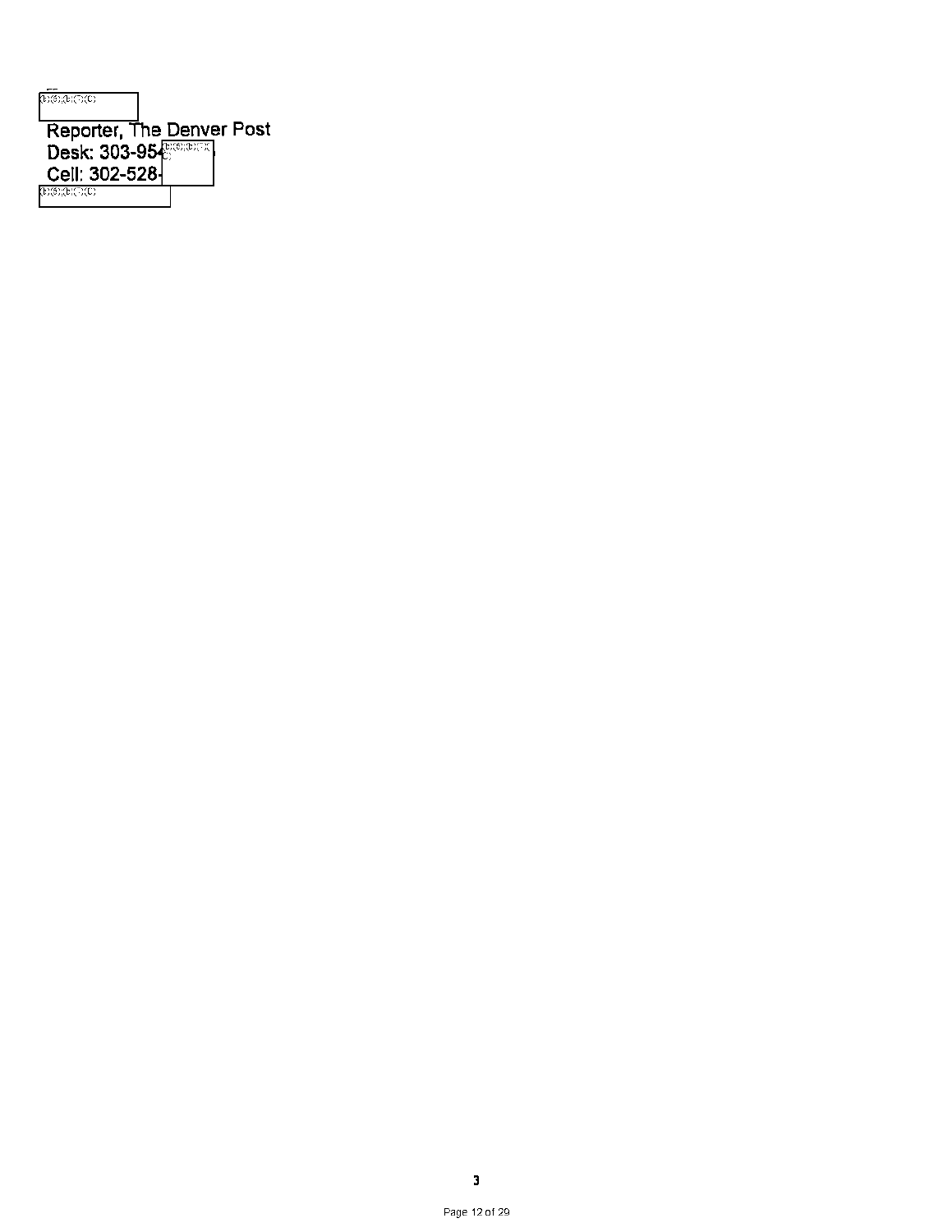(b)(6);(b)(7)(C)

Reporter, The Denver Post
Desk: 303-954(b)(6);(b)(7)(C)
Cell: 302-528-
(b)(6);(b)(7)(C)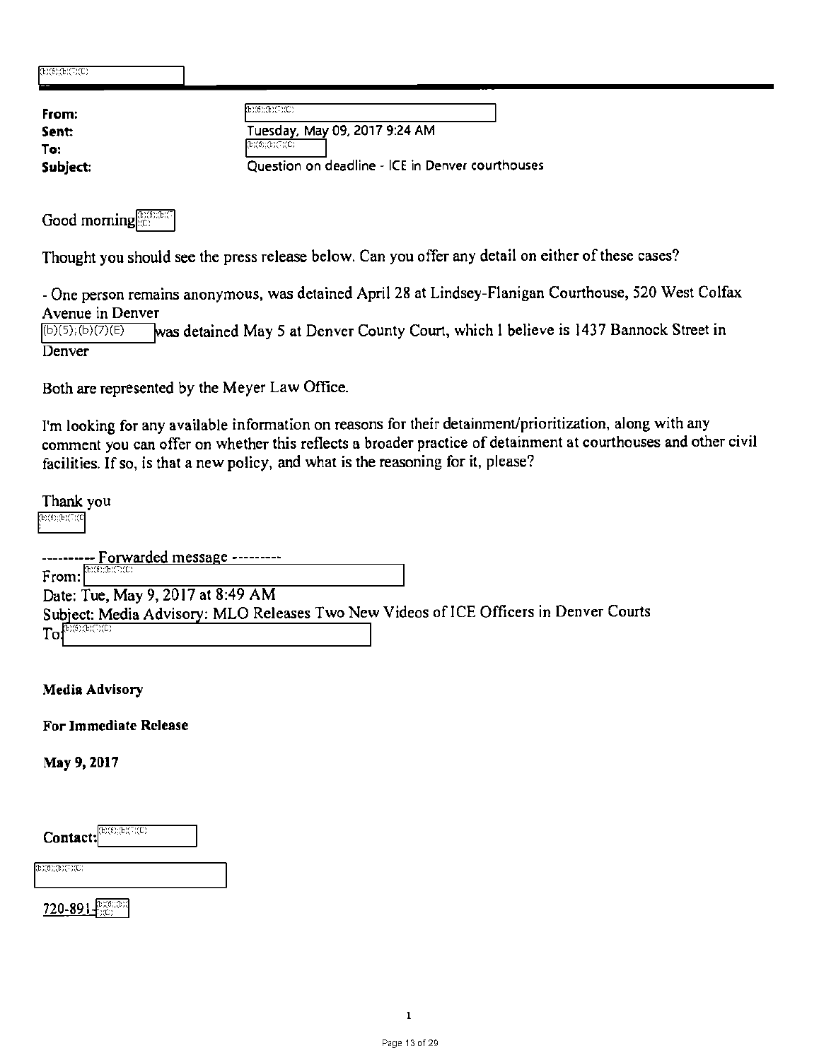(b)(6);(b)(7)(C)

**From:** (b)(6);(b)(7)(C)
**Sent:** Tuesday, May 09, 2017 9:24 AM
**To:** (b)(6);(b)(7)(C)
**Subject:** Question on deadline - ICE in Denver courthouses

Good morning (b)(6);(b)(7)(C)

Thought you should see the press release below. Can you offer any detail on either of these cases?

- One person remains anonymous, was detained April 28 at Lindsey-Flanigan Courthouse, 520 West Colfax Avenue in Denver

(b)(5);(b)(7)(E) was detained May 5 at Denver County Court, which I believe is 1437 Bannock Street in Denver

Both are represented by the Meyer Law Office.

I'm looking for any available information on reasons for their detainment/prioritization, along with any comment you can offer on whether this reflects a broader practice of detainment at courthouses and other civil facilities. If so, is that a new policy, and what is the reasoning for it, please?

Thank you
(b)(6);(b)(7)(C)

---------- Forwarded message ---------
From: (b)(6);(b)(7)(C)
Date: Tue, May 9, 2017 at 8:49 AM
Subject: Media Advisory: MLO Releases Two New Videos of ICE Officers in Denver Courts
To: (b)(6);(b)(7)(C)

**Media Advisory**

**For Immediate Release**

**May 9, 2017**

**Contact:** (b)(6);(b)(7)(C)

(b)(6);(b)(7)(C)

720-891-(b)(6);(b)(7)(C)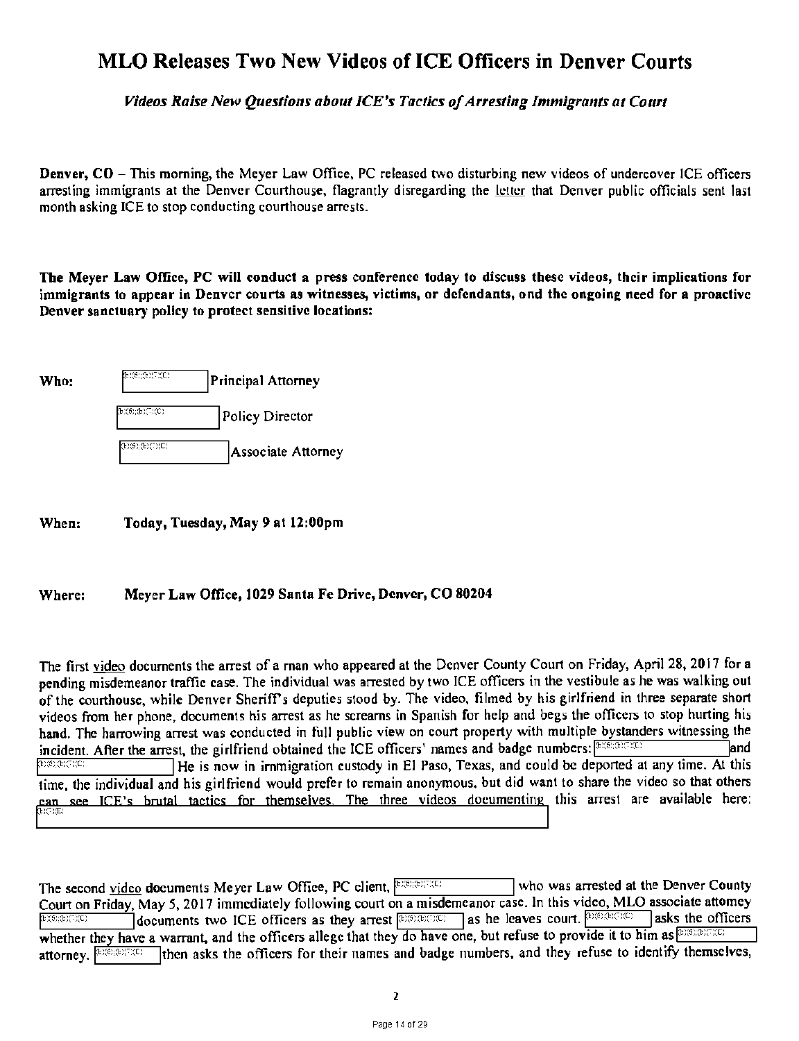# MLO Releases Two New Videos of ICE Officers in Denver Courts

***Videos Raise New Questions about ICE's Tactics of Arresting Immigrants at Court***

**Denver, CO** – This morning, the Meyer Law Office, PC released two disturbing new videos of undercover ICE officers arresting immigrants at the Denver Courthouse, flagrantly disregarding the letter that Denver public officials sent last month asking ICE to stop conducting courthouse arrests.

**The Meyer Law Office, PC will conduct a press conference today to discuss these videos, their implications for immigrants to appear in Denver courts as witnesses, victims, or defendants, and the ongoing need for a proactive Denver sanctuary policy to protect sensitive locations:**

**Who:** (b)(6);(b)(7)(C) Principal Attorney

(b)(6);(b)(7)(C) Policy Director

(b)(6);(b)(7)(C) Associate Attorney

**When:** **Today, Tuesday, May 9 at 12:00pm**

**Where:** **Meyer Law Office, 1029 Santa Fe Drive, Denver, CO 80204**

The first video documents the arrest of a man who appeared at the Denver County Court on Friday, April 28, 2017 for a pending misdemeanor traffic case. The individual was arrested by two ICE officers in the vestibule as he was walking out of the courthouse, while Denver Sheriff's deputies stood by. The video, filmed by his girlfriend in three separate short videos from her phone, documents his arrest as he screams in Spanish for help and begs the officers to stop hurting his hand. The harrowing arrest was conducted in full public view on court property with multiple bystanders witnessing the incident. After the arrest, the girlfriend obtained the ICE officers' names and badge numbers: (b)(6);(b)(7)(C) and (b)(6);(b)(7)(C) He is now in immigration custody in El Paso, Texas, and could be deported at any time. At this time, the individual and his girlfriend would prefer to remain anonymous, but did want to share the video so that others can see ICE's brutal tactics for themselves. The three videos documenting this arrest are available here: (b)(7)(E)

The second video documents Meyer Law Office, PC client, (b)(6);(b)(7)(C) who was arrested at the Denver County Court on Friday, May 5, 2017 immediately following court on a misdemeanor case. In this video, MLO associate attorney (b)(6);(b)(7)(C) documents two ICE officers as they arrest (b)(6);(b)(7)(C) as he leaves court. (b)(6);(b)(7)(C) asks the officers whether they have a warrant, and the officers allege that they do have one, but refuse to provide it to him as (b)(6);(b)(7)(C) attorney. (b)(6);(b)(7)(C) then asks the officers for their names and badge numbers, and they refuse to identify themselves,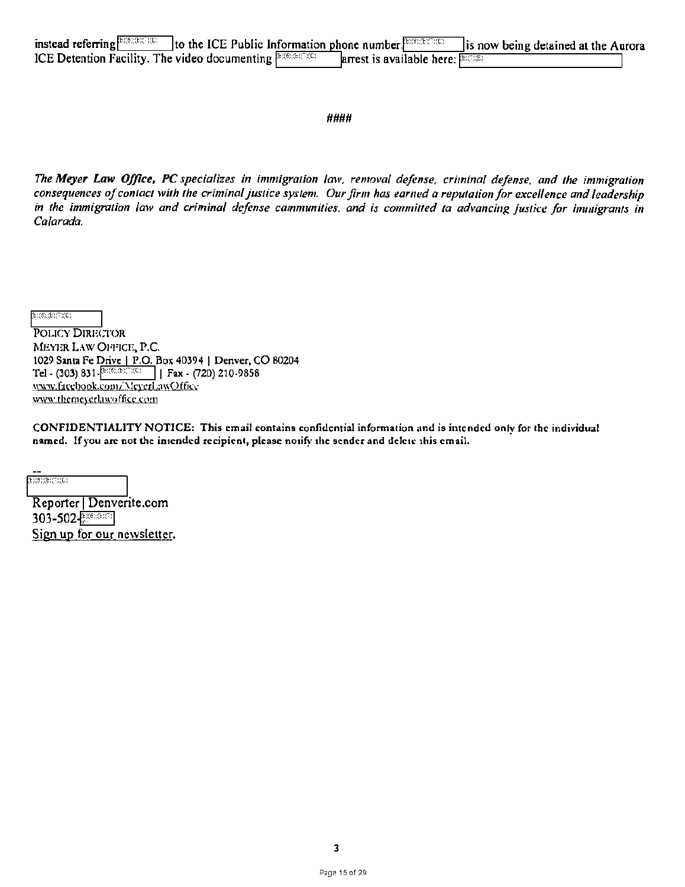instead referring (b)(6);(b)(7)(C) to the ICE Public Information phone number. (b)(6);(b)(7)(C) is now being detained at the Aurora ICE Detention Facility. The video documenting (b)(6);(b)(7)(C) arrest is available here: (b)(7)(E)

####

*The **Meyer Law Office, PC** specializes in immigration law, removal defense, criminal defense, and the immigration consequences of contact with the criminal justice system. Our firm has earned a reputation for excellence and leadership in the immigration law and criminal defense communities, and is committed to advancing justice for immigrants in Colorado.*

(b)(6);(b)(7)(C)
POLICY DIRECTOR
MEYER LAW OFFICE, P.C.
1029 Santa Fe Drive | P.O. Box 40394 | Denver, CO 80204
Tel - (303) 831-(b)(6);(b)(7)(C) | Fax - (720) 210-9858
www.facebook.com/MeyerLawOffice
www.themeyerlawoffice.com

**CONFIDENTIALITY NOTICE: This email contains confidential information and is intended only for the individual named. If you are not the intended recipient, please notify the sender and delete this email.**

--
(b)(6);(b)(7)(C)
Reporter | Denverite.com
303-502-(b)(6);(b)(7)(C)
Sign up for our newsletter.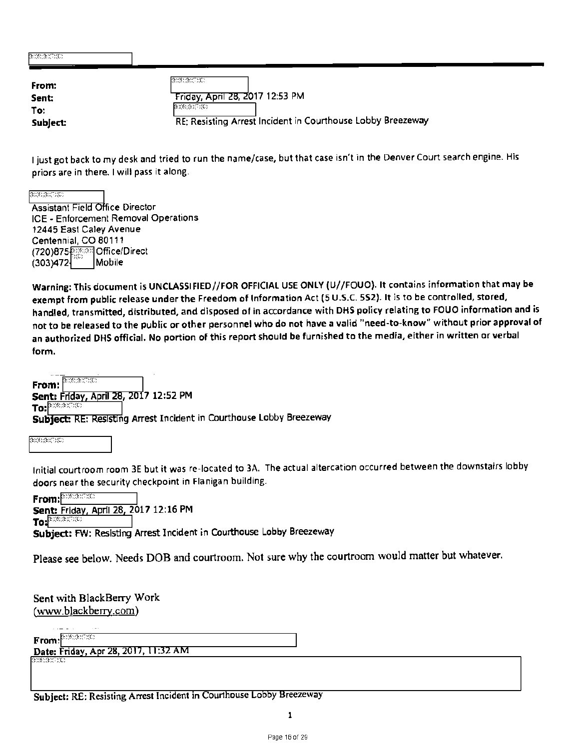(b)(6);(b)(7)(C)

**From:** (b)(6);(b)(7)(C)
**Sent:** Friday, April 28, 2017 12:53 PM
**To:** (b)(6);(b)(7)(C)
**Subject:** RE: Resisting Arrest Incident in Courthouse Lobby Breezeway

I just got back to my desk and tried to run the name/case, but that case isn't in the Denver Court search engine. His priors are in there. I will pass it along.

(b)(6);(b)(7)(C)
Assistant Field Office Director
ICE - Enforcement Removal Operations
12445 East Caley Avenue
Centennial, CO 80111
(720)875-(b)(6);(b)(7)(C) Office/Direct
(303)472-(b)(6);(b)(7)(C) Mobile

**Warning: This document is UNCLASSIFIED//FOR OFFICIAL USE ONLY (U//FOUO). It contains information that may be exempt from public release under the Freedom of Information Act (5 U.S.C. 552). It is to be controlled, stored, handled, transmitted, distributed, and disposed of in accordance with DHS policy relating to FOUO information and is not to be released to the public or other personnel who do not have a valid "need-to-know" without prior approval of an authorized DHS official. No portion of this report should be furnished to the media, either in written or verbal form.**

**From:** (b)(6);(b)(7)(C)
**Sent:** Friday, April 28, 2017 12:52 PM
**To:** (b)(6);(b)(7)(C)
**Subject:** RE: Resisting Arrest Incident in Courthouse Lobby Breezeway

(b)(6);(b)(7)(C)

Initial courtroom room 3E but it was re-located to 3A. The actual altercation occurred between the downstairs lobby doors near the security checkpoint in Flanigan building.

**From:** (b)(6);(b)(7)(C)
**Sent:** Friday, April 28, 2017 12:16 PM
**To:** (b)(6);(b)(7)(C)
**Subject:** FW: Resisting Arrest Incident in Courthouse Lobby Breezeway

Please see below. Needs DOB and courtroom. Not sure why the courtroom would matter but whatever.

Sent with BlackBerry Work
(www.blackberry.com)

**From:** (b)(6);(b)(7)(C)
**Date:** Friday, Apr 28, 2017, 11:32 AM
(b)(6);(b)(7)(C)
**Subject:** RE: Resisting Arrest Incident in Courthouse Lobby Breezeway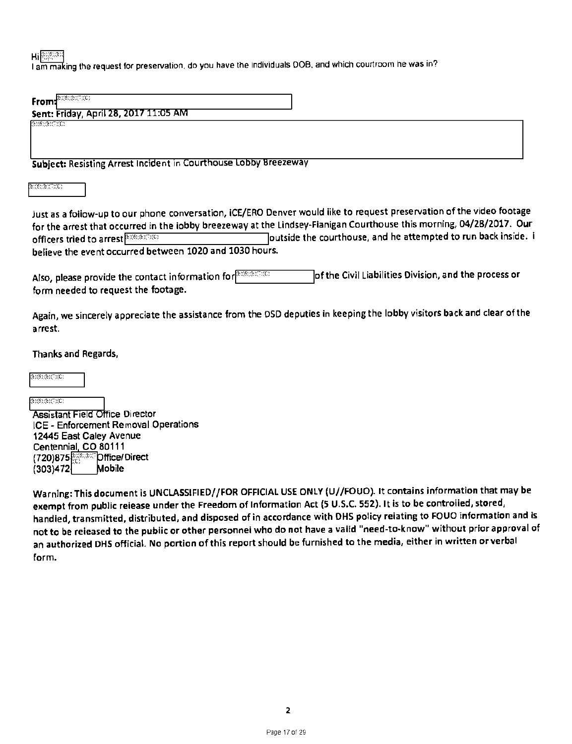Hi (b)(6);(b)(7)(C)

I am making the request for preservation, do you have the individuals DOB, and which courtroom he was in?

**From:** (b)(6);(b)(7)(C)
**Sent:** Friday, April 28, 2017 11:05 AM
(b)(6);(b)(7)(C)
**Subject:** Resisting Arrest Incident in Courthouse Lobby Breezeway

(b)(6);(b)(7)(C)

Just as a follow-up to our phone conversation, ICE/ERO Denver would like to request preservation of the video footage for the arrest that occurred in the lobby breezeway at the Lindsey-Flanigan Courthouse this morning, 04/28/2017. Our officers tried to arrest (b)(6);(b)(7)(C) outside the courthouse, and he attempted to run back inside. I believe the event occurred between 1020 and 1030 hours.

Also, please provide the contact information for (b)(6);(b)(7)(C) of the Civil Liabilities Division, and the process or form needed to request the footage.

Again, we sincerely appreciate the assistance from the DSD deputies in keeping the lobby visitors back and clear of the arrest.

Thanks and Regards,

(b)(6);(b)(7)(C)

(b)(6);(b)(7)(C)
Assistant Field Office Director
ICE - Enforcement Removal Operations
12445 East Caley Avenue
Centennial, CO 80111
(720)875(b)(6);(b)(7)(C) Office/Direct
(303)472 Mobile

**Warning: This document is UNCLASSIFIED//FOR OFFICIAL USE ONLY (U//FOUO). It contains information that may be exempt from public release under the Freedom of Information Act (5 U.S.C. 552). It is to be controlled, stored, handled, transmitted, distributed, and disposed of in accordance with DHS policy relating to FOUO information and is not to be released to the public or other personnel who do not have a valid "need-to-know" without prior approval of an authorized DHS official. No portion of this report should be furnished to the media, either in written or verbal form.**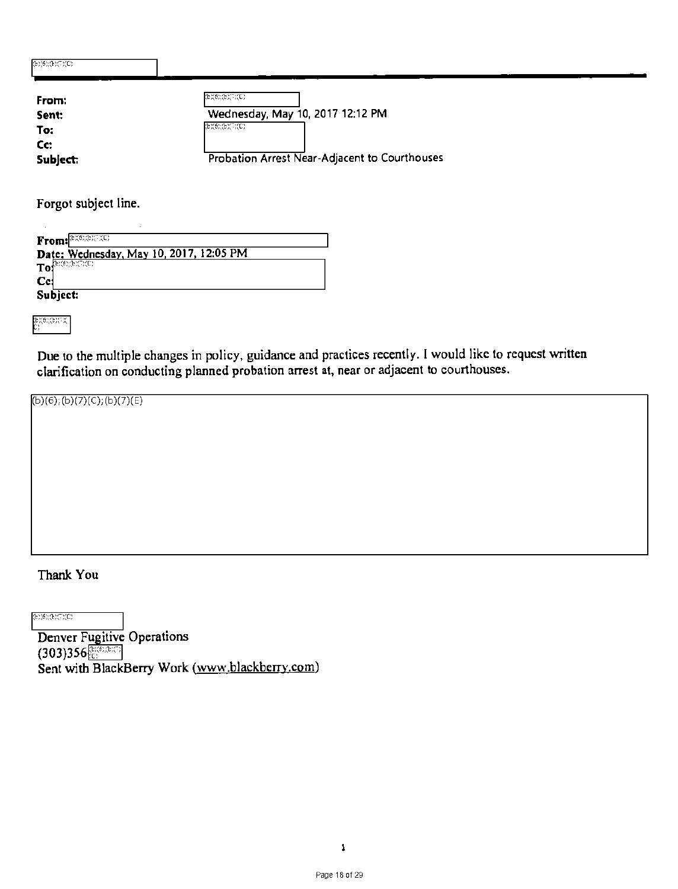(b)(6);(b)(7)(C)

**From:** (b)(6);(b)(7)(C)
**Sent:** Wednesday, May 10, 2017 12:12 PM
**To:** (b)(6);(b)(7)(C)
**Cc:**
**Subject:** Probation Arrest Near-Adjacent to Courthouses

Forgot subject line.

**From:** (b)(6);(b)(7)(C)
**Date:** Wednesday, May 10, 2017, 12:05 PM
**To:** (b)(6);(b)(7)(C)
**Cc:**
**Subject:**

(b)(6);(b)(7)(C)

Due to the multiple changes in policy, guidance and practices recently. I would like to request written clarification on conducting planned probation arrest at, near or adjacent to courthouses.

(b)(6);(b)(7)(C);(b)(7)(E)

Thank You

(b)(6);(b)(7)(C)
Denver Fugitive Operations
(303)356(b)(6);(b)(7)(C)
Sent with BlackBerry Work (www.blackberry.com)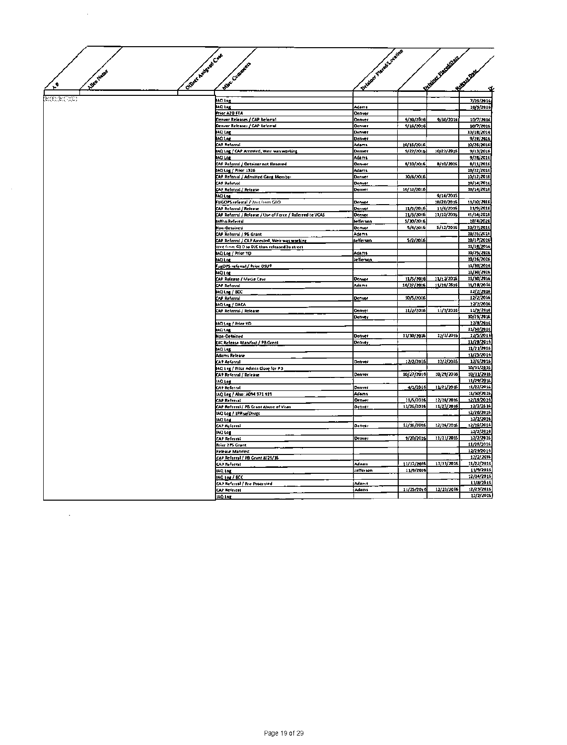| A # | Alien Name | Officer Assigned Case | Misc. Comments | Detainer Placed/Location | | Detainer Placed/Date | Release Date |
|---|---|---|---|---|---|---|---|
| (b)(6);(b)(7)(C) | | | IAQ Log | | | | 7/25/2016 |
| | | | IAQ Log | Adams | | | 10/5/2016 |
| | | | Prior A20 FTA | Denver | | | |
| | | | Denver Releases / CAP Referral | Denver | 9/30/2016 | 9/30/2016 | 10/7/2016 |
| | | | Denver Releases / CAP Referral | Denver | 9/16/2016 | | 10/7/2016 |
| | | | IAQ Log | Denver | | | 10/18/2016 |
| | | | IAQ Log | Denver | | | 9/28/2016 |
| | | | CAP Referral | Adams | 10/15/2016 | | 10/26/2016 |
| | | | IAQ Log / CAP Arrested, Weir was working | Denver | 9/27/2016 | 10/27/2016 | 9/13/2016 |
| | | | IAQ Log | Adams | | | 9/28/2016 |
| | | | CAP Referral / Detainer not Honored | Denver | 8/10/2016 | 8/10/2016 | 8/11/2016 |
| | | | IAQ Log / Prior 1326 | Adams | | | 10/22/2016 |
| | | | CAP Referral / Admitted Gang Member | Denver | 10/6/2016 | | 10/12/2016 |
| | | | CAP Referral | Denver | | | 10/14/2016 |
| | | | CAP Referral / Release | Denver | 10/12/2016 | | 10/14/2016 |
| | | | IAQ Log | | | 9/16/2015 | |
| | | | FUGOPS referral / Writ from GEO | Denver | | 10/28/2016 | 11/10/2016 |
| | | | CAP Referral / Release | Denver | 11/5/2016 | 11/6/2016 | 11/9/2016 |
| | | | CAP Referral / Release / Use of Force / Referred to VCAS | Denver | 11/5/2016 | 11/10/2016 | 11/14/2016 |
| | | | Jeffco Referral | Jefferson | 5/30/2016 | | 10/4/2016 |
| | | | Non-Detained | Denver | 5/4/2016 | 5/12/2016 | 10/27/2016 |
| | | | CAP Referral / PB Grant | Adams | | | 10/26/2016 |
| | | | CAP Referral / CAP Arrested, Weir was working | Jefferson | 5/2/2016 | | 10/19/2016 |
| | | | Writ from GEO to DJC then released to street | | | | 11/16/2016 |
| | | | IAQ Log / Prior VD | Adams | | | 10/25/2016 |
| | | | IAQ Log | Jefferson | | | 10/26/2016 |
| | | | FugOPS referral / Prior OSUP | | | | 11/30/2016 |
| | | | IAQ Log | | | | 11/30/2016 |
| | | | CAP Release / Media Case | Denver | 11/5/2016 | 11/13/2016 | 11/30/2016 |
| | | | CAP Referral | Adams | 10/27/2016 | 11/19/2016 | 11/28/2016 |
| | | | IAQ Log / BCC | | | | 12/2/2016 |
| | | | CAP Referral | Denver | 10/5/2016 | | 12/2/2016 |
| | | | IAQ Log / DACA | | | | 12/2/2016 |
| | | | CAP Referral / Release | Denver | 11/2/2016 | 11/3/2016 | 11/9/2016 |
| | | | | Denver | | | 10/25/2016 |
| | | | IAQ Log / Prior VD | | | | 12/8/2016 |
| | | | IAQ Log | | | | 11/30/2016 |
| | | | Non-Detained | Denver | 11/30/2016 | 12/1/2016 | 12/5/2016 |
| | | | DJC Release Manifest / PB Grant | Denver | | | 11/28/2016 |
| | | | IAQ Log | | | | 11/21/2016 |
| | | | Adams Release | | | | 11/25/2016 |
| | | | CAP Referral | Denver | 12/2/2016 | 12/2/2016 | 12/6/2016 |
| | | | IAQ Log / Prior Admin Close for PD | | | | 10/31/2016 |
| | | | CAP Referral / Release | Denver | 10/27/2016 | 10/29/2016 | 10/31/2016 |
| | | | IAQ Log | | | | 11/29/2016 |
| | | | CAP Referral | Denver | 4/1/2016 | 11/25/2016 | 11/22/2016 |
| | | | IAQ Log / Also: A094 571 919 | Adams | | | 11/30/2016 |
| | | | CAP Referral | Denver | 11/5/2016 | 12/18/2016 | 12/19/2016 |
| | | | CAP Referral / PB Grant Abuse of Visas | Denver | 11/26/2016 | 11/27/2016 | 12/2/2016 |
| | | | IAQ Log / LPR se/Drugs | | | | 12/26/2016 |
| | | | IAQ Log | | | | 12/2/2016 |
| | | | CAP Referral | Denver | 12/16/2016 | 12/16/2016 | 12/19/2016 |
| | | | IAQ Log | | | | 12/2/2016 |
| | | | CAP Referral | Denver | 9/20/2016 | 11/11/2016 | 12/2/2016 |
| | | | Prior 2PS Grant | | | | 11/29/2016 |
| | | | Release Manifest | | | | 12/29/2016 |
| | | | CAP Referral / PB Grant 8/25/16 | | | | 12/2/2016 |
| | | | CAP Referral | Adams | 11/10/2016 | 12/11/2016 | 11/22/2016 |
| | | | IAQ Log | Jefferson | 11/9/2016 | | 11/9/2016 |
| | | | IAQ Log / BCC | | | | 12/14/2016 |
| | | | CAP Referral / Pre-Processed | Adams | | | 11/8/2016 |
| | | | CAP Referral | Adams | 11/25/2016 | 12/23/2016 | 12/23/2016 |
| | | | IAQ Log | | | | 12/2/2016 |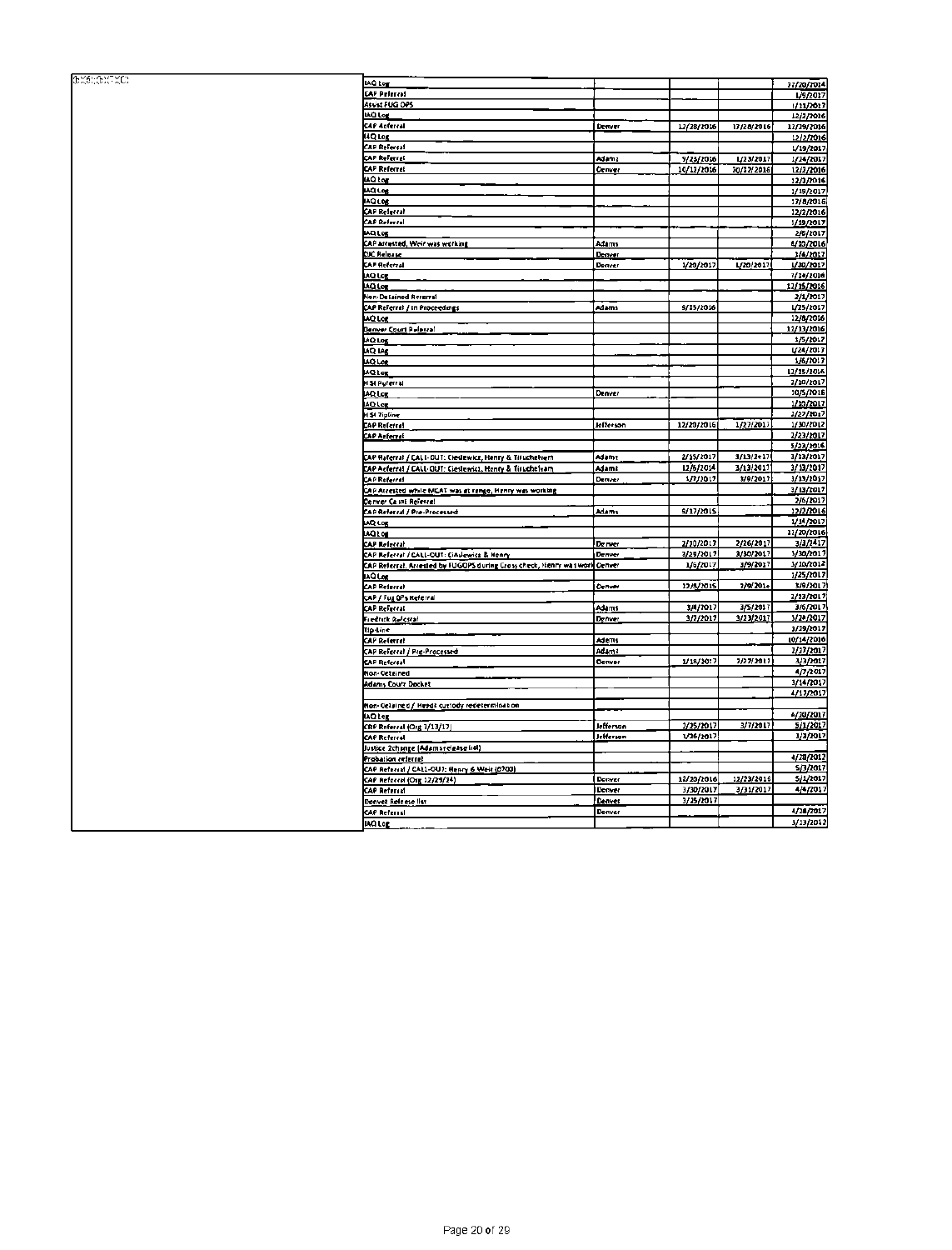(b)(6),(b)(7)(C)

| | | | | | |
|---|---|---|---|---|---|
| | IAQ Log | | | | 11/20/2014 |
| | CAP Referral | | | | 1/5/2017 |
| | Assist FUG OPS | | | | 1/11/2017 |
| | IAQ Log | | | | 12/2/2016 |
| | CAP Referral | Denver | 12/28/2016 | 12/28/2016 | 12/29/2016 |
| | IAQ Log | | | | 12/2/2016 |
| | CAP Referral | | | | 1/19/2017 |
| | CAP Referral | Adams | 9/23/2016 | 1/23/2017 | 1/24/2017 |
| | CAP Referral | Denver | 10/12/2016 | 10/12/2016 | 12/2/2016 |
| | IAQ Log | | | | 12/2/2016 |
| | IAQ Log | | | | 1/19/2017 |
| | IAQ Log | | | | 12/8/2016 |
| | CAP Referral | | | | 12/2/2016 |
| | CAP Referral | | | | 1/19/2017 |
| | IAQ Log | | | | 2/6/2017 |
| | CAP arrested, Weir was working | Adams | | | 6/15/2016 |
| | DJC Release | Denver | | | 3/6/2017 |
| | CAP Referral | Denver | 1/29/2017 | 1/30/2017 | 1/30/2017 |
| | IAQ Log | | | | 7/14/2016 |
| | IAQ Log | | | | 12/15/2016 |
| | Non-Detained Referral | | | | 2/1/2017 |
| | CAP Referral / In Proceedings | Adams | 9/15/2016 | | 1/25/2017 |
| | IAQ Log | | | | 12/8/2016 |
| | Denver Court Referral | | | | 12/13/2016 |
| | IAQ Log | | | | 1/5/2017 |
| | IAQ Log | | | | 1/24/2017 |
| | IAQ Log | | | | 1/6/2017 |
| | IAQ Log | | | | 12/15/2016 |
| | HSI Referral | | | | 2/10/2017 |
| | IAQ Log | Denver | | | 10/5/2016 |
| | IAQ Log | | | | 1/19/2017 |
| | HSI Tipline | | | | 2/27/2017 |
| | CAP Referral | Jefferson | 12/29/2016 | 1/27/2017 | 1/30/2017 |
| | CAP Referral | | | | 2/23/2017 |
| | | | | | 5/23/2016 |
| | CAP Referral / CALL-OUT: Ciedewicz, Henry & Tiruchelvam | Adams | 2/15/2017 | 3/13/2017 | 3/13/2017 |
| | CAP Referral / CALL-OUT: Ciedewicz, Henry & Tiruchelvam | Adams | 12/6/2016 | 3/13/2017 | 3/13/2017 |
| | CAP Referral | Denver | 1/7/2017 | 3/9/2017 | 3/13/2017 |
| | CAP Arrested while MCAT was at range, Henry was working | | | | 3/13/2017 |
| | Denver Court Referral | | | | 2/6/2017 |
| | CAP Referral / Pre-Processed | Adams | 9/17/2015 | | 12/2/2016 |
| | IAQ Log | | | | 1/14/2017 |
| | IAQ Log | | | | 11/20/2016 |
| | CAP Referral | Denver | 2/20/2017 | 2/26/2017 | 3/3/2017 |
| | CAP Referral / CALL-OUT: Ciedewicz & Henry | Denver | 3/29/2017 | 3/30/2017 | 3/30/2017 |
| | CAP Referral, Arrested by FUGOPS during Cross check, Henry was work | Denver | 1/6/2017 | 3/9/2017 | 3/10/2017 |
| | IAQ Log | | | | 1/25/2017 |
| | CAP Referral | Denver | 12/8/2016 | 3/9/2016 | 3/9/2017 |
| | CAP / Fug OPs Referral | | | | 2/23/2017 |
| | CAP Referral | Adams | 3/4/2017 | 3/5/2017 | 3/6/2017 |
| | Fredrick Referral | Denver | 3/2/2017 | 3/23/2017 | 3/24/2017 |
| | Tip-Line | | | | 3/29/2017 |
| | CAP Referral | Adams | | | 10/14/2016 |
| | CAP Referral / Pre-Processed | Adams | | | 2/27/2017 |
| | CAP Referral | Denver | 1/18/2017 | 2/27/2017 | 3/3/2017 |
| | Non-Detained | | | | 4/7/2017 |
| | Adams Court Docket | | | | 3/16/2017 |
| | | | | | 4/12/2017 |
| | Non-Detained / Needs custody redetermination | | | | |
| | IAQ Log | | | | 4/20/2017 |
| | CAP Referral (Org 3/13/17) | Jefferson | 2/25/2017 | 3/7/2017 | 5/1/2017 |
| | CAP Referral | Jefferson | 1/26/2017 | | 3/3/2017 |
| | Justice Exchange (Adams release list) | | | | |
| | Probation referral | | | | 4/28/2017 |
| | CAP Referral / CALL-OUT: Henry & Weir (0700) | | | | 5/3/2017 |
| | CAP Referral (Org 12/29/16) | Denver | 12/20/2016 | 12/23/2016 | 5/1/2017 |
| | CAP Referral | Denver | 3/30/2017 | 3/31/2017 | 4/4/2017 |
| | Denver Release list | Denver | 3/25/2017 | | |
| | CAP Referral | Denver | | | 4/28/2017 |
| | IAQ Log | | | | 3/13/2017 |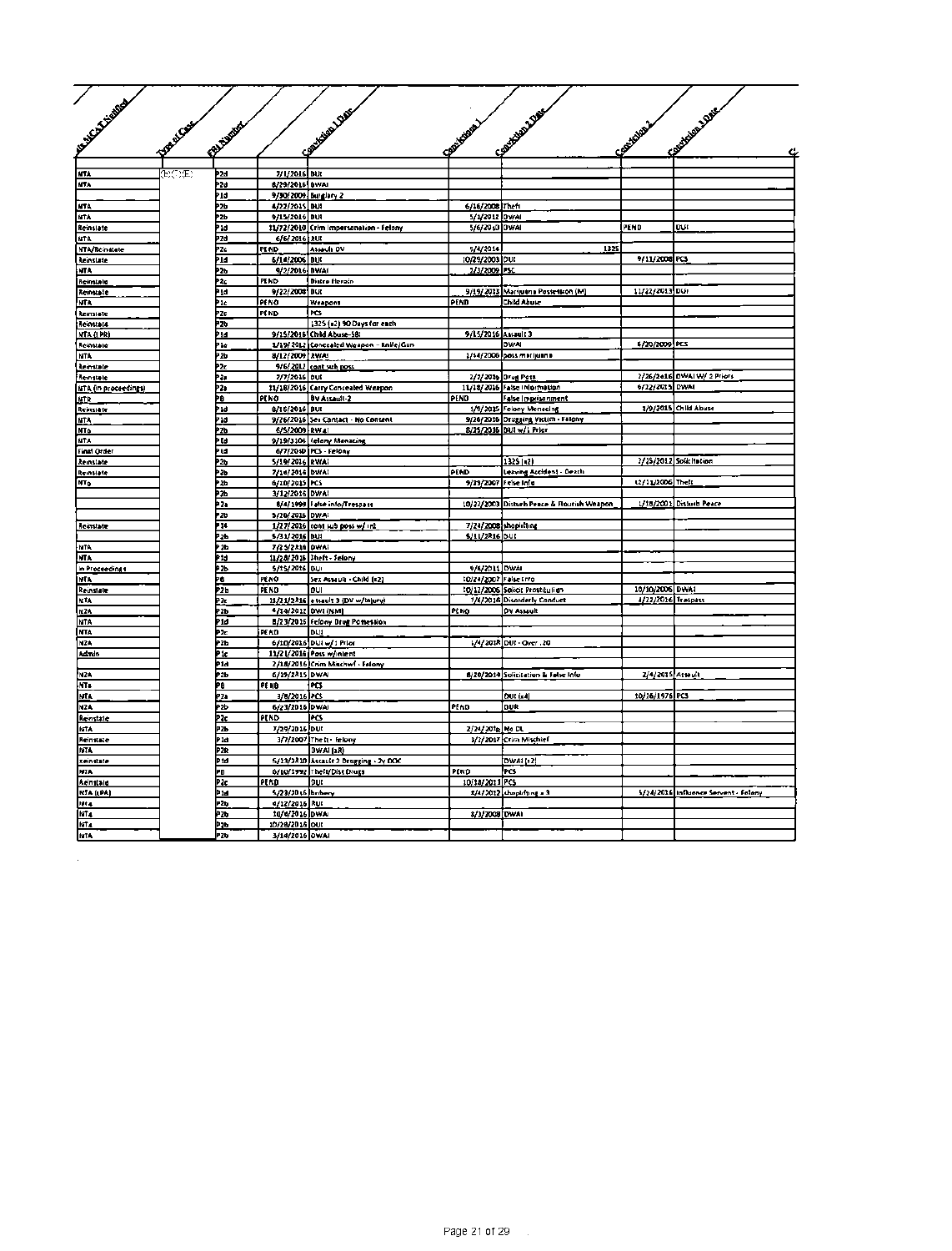| Is ICA T Notified | Type of Case | FBI Number | Conviction 1 Date | | Conviction 2 | Conviction 2 Date | Conviction 3 | Conviction 3 Date |
|---|---|---|---|---|---|---|---|---|
| NTA | (b)(7)(E) | P2d | 7/1/2016 | DUI | | | | |
| NTA | | P2d | 8/29/2016 | DWAI | | | | |
| | | P1d | 9/30/2009 | Burglary 2 | | | | |
| NTA | | P2b | 4/22/2015 | DUI | 6/16/2008 | Theft | | |
| NTA | | P2b | 9/15/2016 | DUI | 5/1/2012 | DWAI | | |
| Reinstate | | P1d | 11/22/2010 | Crim Impersonation - Felony | 5/6/2010 | DWAI | PEND | DUI |
| NTA | | P2d | 6/6/2016 | DUI | | | | |
| NTA/Reinstate | | P2c | PEND | Assault DV | 5/4/2016 | 1325 | | |
| Reinstate | | P1d | 6/14/2006 | DUI | 10/29/2003 | DUI | 9/11/2008 | PCS |
| NTA | | P2b | 9/2/2016 | DWAI | 2/3/2009 | PSC | | |
| Reinstate | | P2c | PEND | Distro Heroin | | | | |
| Reinstate | | P1d | 9/22/2008 | DUI | 9/19/2013 | Marijuana Possession (M) | 11/22/2013 | DUI |
| NTA | | P1c | PEND | Weapons | PEND | Child Abuse | | |
| Reinstate | | P2c | PEND | PCS | | | | |
| Reinstate | | P2b | | 1325 (x2) 90 Days for each | | | | |
| NTA (LPR) | | P1d | 9/15/2016 | Child Abuse-SBI | 9/15/2016 | Assault 3 | | |
| Reinstate | | P1e | 1/19/2012 | Concealed Weapon - Knife/Gun | | DWAI | 6/20/2009 | PCS |
| NTA | | P2b | 8/12/2009 | DWAI | 1/14/2006 | poss marijuana | | |
| Reinstate | | P2c | 9/6/2017 | cont sub poss | | | | |
| Reinstate | | P2a | 7/7/2016 | DUI | 2/7/2016 | Drug Poss | 7/26/2016 | DWAI W/ 2 Priors |
| NTA (In proceedings) | | P2a | 11/18/2016 | Carry Concealed Weapon | 11/18/2016 | False Information | 6/22/2015 | DWAI |
| NTR | | P8 | PEND | DV Assault-2 | PEND | False Imprisonment | | |
| Reinstate | | P1d | 8/16/2016 | DUI | 1/9/2015 | Felony Menacing | 1/9/2015 | Child Abuse |
| NTA | | P1d | 9/26/2016 | Sex Contact - No Consent | 9/26/2016 | Drugging Victim - Felony | | |
| NTA | | P2b | 6/5/2009 | DWAI | 8/25/2016 | DUI w/1 Prior | | |
| NTA | | P1d | 9/19/2016 | Felony Menacing | | | | |
| Final Order | | P1d | 6/7/2010 | PCS - Felony | | | | |
| Reinstate | | P2b | 5/19/2016 | DWAI | | 1325 (x2) | 7/15/2012 | Solicitation |
| Reinstate | | P2b | 7/14/2016 | DWAI | PEND | Leaving Accident - Death | | |
| NTA | | P2b | 6/10/2015 | PCS | 9/29/2007 | False Info | 12/11/2006 | Theft |
| | | P2b | 3/12/2016 | DWAI | | | | |
| | | P2a | 8/4/1999 | False info/Trespass | 10/27/2003 | Disturb Peace & Flourish Weapon | 1/18/2001 | Disturb Peace |
| | | P2b | 5/26/2016 | DWAI | | | | |
| Reinstate | | P1d | 1/27/2016 | cont sub poss w/ int | 7/24/2008 | shoplifting | | |
| | | P2b | 5/31/2016 | DUI | 6/11/2016 | DUI | | |
| NTA | | P2b | 7/25/2016 | DWAI | | | | |
| NTA | | P1d | 11/28/2016 | Theft - Felony | | | | |
| In Proceedings | | P2b | 5/15/2016 | DUI | 9/6/2011 | DWAI | | |
| NTA | | P8 | PEND | Sex Assault - Child (x2) | 10/24/2007 | False Info | | |
| Reinstate | | P2b | PEND | DUI | 10/12/2006 | Solicit Prostitution | 10/10/2006 | DWAI |
| NTA | | P2c | 11/21/2016 | assault 3 (DV w/Injury) | 7/6/2016 | Disorderly Conduct | 1/22/2016 | Trespass |
| N2A | | P2b | 4/14/2012 | DWI (NM) | PEND | DV Assault | | |
| NTA | | P1d | 8/23/2016 | Felony Drug Possession | | | | |
| NTA | | P2c | PEND | DUI | | | | |
| N2A | | P2b | 6/10/2016 | DUI w/1 Prior | 1/4/2018 | DUI - Over .20 | | |
| Admin | | P1c | 11/21/2016 | Poss w/intent | | | | |
| | | P1d | 2/18/2016 | Crim Mischief - Felony | | | | |
| N2A | | P2b | 6/19/2015 | DWAI | 8/20/2014 | Solicitation & False Info | 2/4/2015 | Assault |
| NTA | | P8 | PEND | PCS | | | | |
| NTA | | P2a | 3/8/2016 | PCS | | DUI (x4) | 10/26/1976 | PCS |
| N2A | | P2b | 6/23/2016 | DWAI | PEND | DUR | | |
| Reinstate | | P2c | PEND | PCS | | | | |
| NTA | | P2b | 7/29/2016 | DUI | 2/24/2016 | No DL | | |
| Reinstate | | P1d | 3/7/2007 | Theft - felony | 3/7/2017 | Crim Mischief | | |
| NTA | | P2R | | DWAI (LR) | | | | |
| Reinstate | | P1d | 5/13/2010 | Assault 2 Drugging - 2y DOC | | DWAI (x2) | | |
| NTA | | P0 | 6/10/1992 | Theft/Dist Drugs | PEND | PCS | | |
| Reinstate | | P2c | PEND | DUI | 10/18/2011 | PCS | | |
| NTA (LPA) | | P1d | 5/23/2016 | Bribery | 8/4/2012 | shoplifting x 3 | 5/24/2016 | Influence Servant - Felony |
| NTA | | P2b | 4/12/2016 | DUI | | | | |
| NTA | | P2b | 10/4/2016 | DWAI | 8/3/2008 | DWAI | | |
| NTA | | P2b | 10/28/2016 | DUI | | | | |
| NTA | | P2b | 3/14/2016 | DWAI | | | | |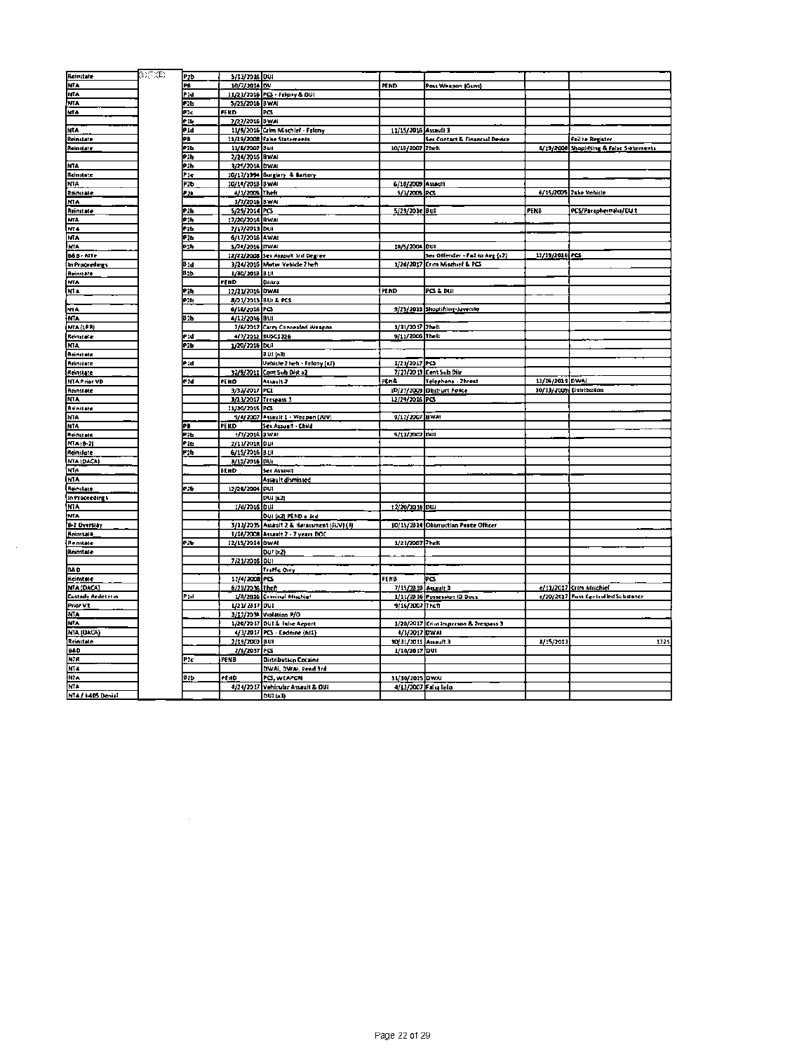| | | | | | | | | |
|---|---|---|---|---|---|---|---|---|
| Reinstate | (b)(7)(E) | P2b | 5/13/2016 | DUI | | | | |
| NTA | | P8 | 10/7/2014 | DV | PEND | Poss Weapon (Guns) | | |
| NTA | | P1d | 11/21/2016 | PCS - Felony & DUI | | | | |
| NTA | | P2b | 5/25/2016 | 3 WAI | | | | |
| NTA | | P2c | PEND | PCS | | | | |
| | | P1b | 7/27/2016 | 3 WAI | | | | |
| NTA | | P1d | 11/9/2016 | Crim Mischief - Felony | 11/15/2016 | Assault 3 | | |
| Reinstate | | P8 | 11/19/2008 | False Statements | | Sex Contact & Financial Device | | Fail to Register |
| Reinstate | | P2b | 11/6/2007 | DUI | 10/18/2007 | Theft | 6/19/2008 | Shoplifting & False Statements |
| | | P2b | 2/24/2016 | BWAI | | | | |
| NTA | | P2b | 3/25/2014 | DWAI | | | | |
| Reinstate | | P1c | 10/17/1994 | Burglary & Battery | | | | |
| NTA | | P2b | 10/14/2013 | 3 WAI | 6/18/2009 | Assault | | |
| Reinstate | | P2a | 4/1/2005 | Theft | 5/1/2005 | PCS | 6/15/2005 | Take Vehicle |
| NTA | | | 7/7/2016 | 3 WAI | | | | |
| Reinstate | | P2b | 5/29/2014 | PCS | 5/29/2016 | DUI | PEND | PCS/Paraphernalia/DUI |
| NTA | | P1b | 12/20/2016 | BWAI | | | | |
| NTA | | P2b | 7/17/2013 | DUI | | | | |
| NTA | | P2b | 6/17/2016 | AWAI | | | | |
| NTA | | P2b | 5/24/2016 | DWAI | 10/5/2004 | DUI | | |
| B&B - NTE | | | 12/22/2008 | Sex Assault 3rd Degree | | Sex Offender - Fail to Reg (x2) | 12/19/2016 | PCS |
| In Proceedings | | B1d | 3/24/2016 | Motor Vehicle Theft | 1/24/2017 | Crim Mischief & PCS | | |
| Reinstate | | B2b | 1/30/2013 | DUI | | | | |
| NTA | | | PEND | Distro | | | | |
| NTA | | P2b | 12/21/2016 | DWAI | PEND | PCS & DUI | | |
| | | P2b | 8/21/2015 | DUI & PCS | | | | |
| NTA | | | 6/16/2016 | PCS | 9/25/2013 | Shoplifting-Juvenile | | |
| NTA | | B2b | 4/12/2016 | DUI | | | | |
| NTA (LPR) | | | 2/6/2017 | Carry Concealed Weapon | 1/31/2017 | Theft | | |
| Reinstate | | P1d | 4/7/2012 | 8USC1326 | 9/11/2006 | Theft | | |
| NTA | | P2b | 1/20/2016 | DUI | | | | |
| Reinstate | | | | DUI (x3) | | | | |
| Reinstate | | P1d | | Vehicle Theft - Felony (x2) | 1/23/2017 | PCS | | |
| Reinstate | | | 12/9/2011 | Cont Sub Dist x2 | 7/23/2013 | Cont Sub Dist | | |
| NTA Prior VD | | P2d | PEND | Assault 2 | PEND | Telephone - Threat | 12/16/2013 | DWAI |
| Reinstate | | | 3/31/2017 | PCS | 10/27/2009 | Obstruct Police | 10/13/2009 | Distribution |
| NTA | | | 3/13/2017 | Trespass 3 | 12/29/2016 | PCS | | |
| Reinstate | | | 11/20/2015 | PCS | | | | |
| NTA | | | 5/4/2007 | Assault 1 - Weapon (JUV) | 9/12/2007 | BWAI | | |
| NTA | | P8 | PEND | Sex Assault - Child | | | | |
| Reinstate | | P2b | 1/7/2016 | 3 WAI | 5/13/2002 | DUI | | |
| NTA (B-2) | | P2b | 2/11/2016 | DUI | | | | |
| Reinstate | | P2b | 6/15/2016 | DUI | | | | |
| NTA (DACA) | | | 3/12/2016 | DUI | | | | |
| NTA | | | PEND | Sex Assault | | | | |
| NTA | | | | Assault dismissed | | | | |
| Reinstate | | P2b | 12/26/2004 | DUI | | | | |
| In Proceedings | | | | DUI (x2) | | | | |
| NTA | | | 1/4/2016 | DUI | 12/20/2016 | DUI | | |
| NTA | | | | DUI (x2) PEND a 3rd | | | | |
| B-2 Overstay | | | 3/11/2015 | Assault 2 & Harassment (JUV) (3) | 10/15/2014 | Obstruction Peace Officer | | |
| Reinstate | | | 1/16/2008 | Assault 2 - 7 years DOC | | | | |
| Reinstate | | P2b | 12/15/2014 | DWAI | 1/21/2007 | Theft | | |
| Reinstate | | | | DUI (x2) | | | | |
| | | | 7/21/2016 | DUI | | | | |
| B&B | | | | Traffic Only | | | | |
| Reinstate | | | 12/4/2008 | PCS | PEND | PCS | | |
| NTA (DACA) | | | 6/29/2016 | Theft | 7/15/2016 | Assault 3 | 6/11/2017 | Crim Mischief |
| Custody Redetermin | | P1d | 1/8/2016 | Criminal Mischief | 1/11/2016 | Possession ID Docs | 6/20/2017 | Poss Controlled Substance |
| Prior VR | | | 1/21/2017 | DUI | 9/16/2002 | Theft | | |
| NTA | | | 3/12/2016 | Violation P/O | | | | |
| NTA | | | 1/20/2017 | DUI & False Report | 1/20/2017 | Crim Imperson & Trespass 3 | | |
| NTA (DACA) | | | 4/3/2017 | PCS - Codeine (M1) | 4/3/2017 | DWAI | | |
| Reinstate | | | 2/19/2009 | DUI | 10/31/2011 | Assault 3 | 8/15/2013 | 1325 |
| B&B | | | 2/6/2017 | PCS | 1/10/2017 | DUI | | |
| NTR | | P2c | PEND | Distribution Cocaine | | | | |
| NTA | | | | DWAI, DWAI, Pend 3rd | | | | |
| NTA | | B2b | PEND | PCS, WEAPON | 11/30/2015 | DWAI | | |
| NTA | | | 4/24/2017 | Vehicular Assault & DUI | 4/12/2007 | False Info | | |
| NTA / I-485 Denial | | | | DUI (x3) | | | | |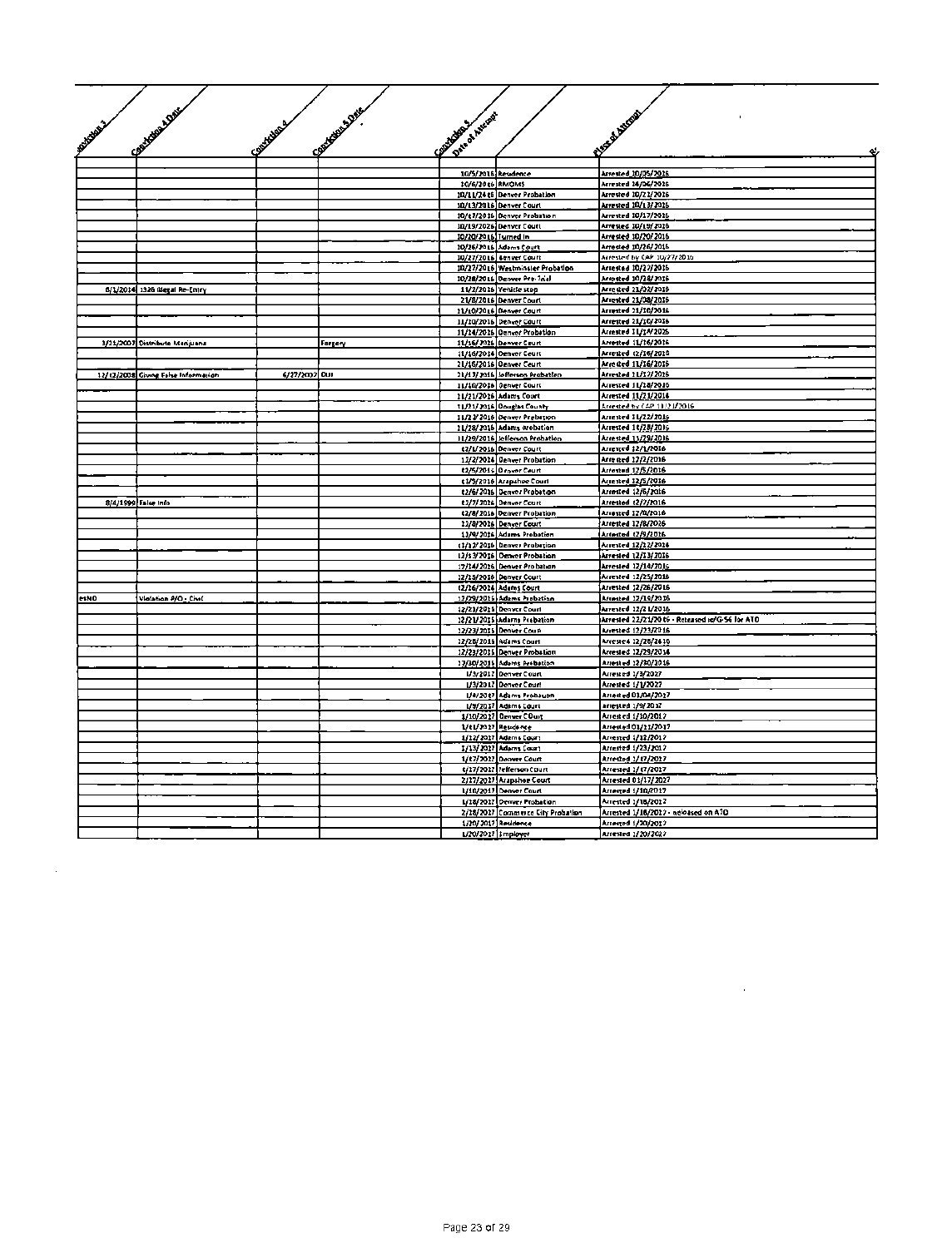| Conviction 3 | Conviction 4 Date | Conviction 4 | Conviction 5 Date | Conviction 5 | Date of Attempt | | Place of Attempt |
|---|---|---|---|---|---|---|---|
| | | | | | 10/5/2016 | Residence | Arrested 10/05/2016 |
| | | | | | 10/6/2016 | RMOMS | Arrested 10/06/2016 |
| | | | | | 10/11/2016 | Denver Probation | Arrested 10/11/2016 |
| | | | | | 10/13/2016 | Denver Court | Arrested 10/13/2016 |
| | | | | | 10/17/2016 | Denver Probation | Arrested 10/17/2016 |
| | | | | | 10/19/2016 | Denver Court | Arrested 10/19/2016 |
| | | | | | 10/20/2016 | Turned In | Arrested 10/20/2016 |
| | | | | | 10/26/2016 | Adams Court | Arrested 10/26/2016 |
| | | | | | 10/27/2016 | Denver Court | Arrested by CAP 10/27/2016 |
| | | | | | 10/27/2016 | Westminster Probation | Arrested 10/27/2016 |
| | | | | | 10/28/2016 | Denver Pre-Trial | Arrested 10/28/2016 |
| | 6/1/2014 | 1326 Illegal Re-Entry | | | 11/2/2016 | Vehicle stop | Arrested 11/02/2016 |
| | | | | | 11/8/2016 | Denver Court | Arrested 11/08/2016 |
| | | | | | 11/10/2016 | Denver Court | Arrested 11/10/2016 |
| | | | | | 11/10/2016 | Denver Court | Arrested 11/10/2016 |
| | | | | | 11/14/2016 | Denver Probation | Arrested 11/14/2016 |
| | 3/21/2007 | Distribute Marijuana | | Forgery | 11/16/2016 | Denver Court | Arrested 11/16/2016 |
| | | | | | 11/16/2016 | Denver Court | Arrested 11/16/2016 |
| | | | | | 11/16/2016 | Denver Court | Arrested 11/16/2016 |
| | 12/12/2008 | Giving False Information | 6/27/2007 | DUI | 11/17/2016 | Jefferson Probation | Arrested 11/17/2016 |
| | | | | | 11/18/2016 | Denver Court | Arrested 11/18/2016 |
| | | | | | 11/21/2016 | Adams Court | Arrested 11/21/2016 |
| | | | | | 11/21/2016 | Douglas County | Arrested by CAP 11/21/2016 |
| | | | | | 11/22/2016 | Denver Probation | Arrested 11/22/2016 |
| | | | | | 11/28/2016 | Adams Probation | Arrested 11/28/2016 |
| | | | | | 11/29/2016 | Jefferson Probation | Arrested 11/29/2016 |
| | | | | | 12/1/2016 | Denver Court | Arrested 12/1/2016 |
| | | | | | 12/2/2016 | Denver Probation | Arrested 12/2/2016 |
| | | | | | 12/5/2016 | Denver Court | Arrested 12/5/2016 |
| | | | | | 12/5/2016 | Arapahoe Court | Arrested 12/5/2016 |
| | | | | | 12/6/2016 | Denver Probation | Arrested 12/6/2016 |
| | 8/4/1999 | False Info | | | 12/7/2016 | Denver Court | Arrested 12/7/2016 |
| | | | | | 12/8/2016 | Denver Probation | Arrested 12/8/2016 |
| | | | | | 12/8/2016 | Denver Court | Arrested 12/8/2016 |
| | | | | | 12/9/2016 | Adams Probation | Arrested 12/9/2016 |
| | | | | | 12/12/2016 | Denver Probation | Arrested 12/12/2016 |
| | | | | | 12/13/2016 | Denver Probation | Arrested 12/13/2016 |
| | | | | | 12/14/2016 | Denver Probation | Arrested 12/14/2016 |
| | | | | | 12/15/2016 | Denver Court | Arrested 12/15/2016 |
| | | | | | 12/16/2016 | Adams Court | Arrested 12/16/2016 |
| esNO | | Violation P/O - Civil | | | 12/19/2016 | Adams Probation | Arrested 12/19/2016 |
| | | | | | 12/21/2016 | Denver Court | Arrested 12/21/2016 |
| | | | | | 12/21/2016 | Adams Probation | Arrested 12/21/2016 - Released w/G-56 for ATD |
| | | | | | 12/23/2016 | Denver Court | Arrested 12/23/2016 |
| | | | | | 12/28/2016 | Adams Court | Arrested 12/28/2016 |
| | | | | | 12/29/2016 | Denver Probation | Arrested 12/29/2016 |
| | | | | | 12/30/2016 | Adams Probation | Arrested 12/30/2016 |
| | | | | | 1/3/2017 | Denver Court | Arrested 1/3/2017 |
| | | | | | 1/3/2017 | Denver Court | Arrested 1/3/2017 |
| | | | | | 1/4/2017 | Adams Probation | Arrested 01/04/2017 |
| | | | | | 1/9/2017 | Adams Court | Arrested 1/9/2017 |
| | | | | | 1/10/2017 | Denver COurt | Arrested 1/10/2017 |
| | | | | | 1/11/2017 | Residence | Arrested 01/11/2017 |
| | | | | | 1/12/2017 | Adams Court | Arrested 1/12/2017 |
| | | | | | 1/13/2017 | Adams Court | Arrested 1/13/2017 |
| | | | | | 1/17/2017 | Denver Court | Arrested 1/17/2017 |
| | | | | | 1/17/2017 | Jefferson Court | Arrested 1/17/2017 |
| | | | | | 1/17/2017 | Arapahoe Court | Arrested 01/17/2017 |
| | | | | | 1/18/2017 | Denver Court | Arrested 1/18/2017 |
| | | | | | 1/18/2017 | Denver Probation | Arrested 1/18/2017 |
| | | | | | 1/18/2017 | Commerce City Probation | Arrested 1/18/2017 - Released on ATD |
| | | | | | 1/20/2017 | Residence | Arrested 1/20/2017 |
| | | | | | 1/20/2017 | Employer | Arrested 1/20/2017 |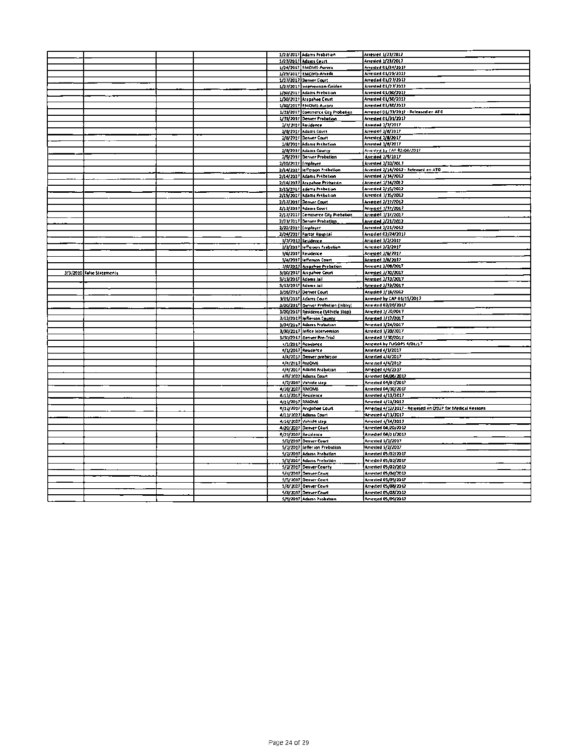| | | | | | | |
|---|---|---|---|---|---|---|
| | | | | 1/23/2017 | Adams Probation | Arrested 1/23/2017 |
| | | | | 1/23/2017 | Adams Court | Arrested 1/23/2017 |
| | | | | 1/24/2017 | RMOMS-Aurora | Arrested 01/24/2017 |
| | | | | 1/25/2017 | RMOMS-Arvada | Arrested 01/25/2017 |
| | | | | 1/27/2017 | Denver Court | Arrested 01/27/2017 |
| | | | | 1/27/2017 | Intervention-Golden | Arrested 01/27/2017 |
| | | | | 1/30/2017 | Adams Probation | Arrested 01/30/2017 |
| | | | | 1/30/2017 | Arapahoe Court | Arrested 01/30/2017 |
| | | | | 1/30/2017 | RMOMS-Aurora | Arrested 01/30/2017 |
| | | | | 1/31/2017 | Commerce City Probation | Arrested 01/31/2017 - Released on ATC |
| | | | | 1/31/2017 | Denver Probation | Arrested 01/31/2017 |
| | | | | 2/7/2017 | Residence | Arrested 2/7/2017 |
| | | | | 2/8/2017 | Adams Court | Arrested 2/8/2017 |
| | | | | 2/8/2017 | Denver Court | Arrested 2/8/2017 |
| | | | | 2/8/2017 | Adams Probation | Arrested 2/8/2017 |
| | | | | 2/8/2017 | Adams County | Arrested by CAP 02/08/2017 |
| | | | | 2/9/2017 | Denver Probation | Arrested 2/9/2017 |
| | | | | 2/10/2017 | Employer | Arrested 2/10/2017 |
| | | | | 2/14/2017 | Jefferson Probation | Arrested 2/14/2017 - Released on ATC |
| | | | | 2/14/2017 | Adams Probation | Arrested 2/14/2017 |
| | | | | 2/14/2017 | Arapahoe Probation | Arrested 2/14/2017 |
| | | | | 2/15/2017 | Adams Probation | Arrested 2/15/2017 |
| | | | | 2/15/2017 | Adams Probation | Arrested 2/15/2017 |
| | | | | 2/17/2017 | Denver Court | Arrested 2/17/2017 |
| | | | | 2/17/2017 | Adams Court | Arrested 2/17/2017 |
| | | | | 2/17/2017 | Commerce City Probation | Arrested 2/17/2017 |
| | | | | 2/21/2017 | Denver Probation | Arrested 2/21/2017 |
| | | | | 2/22/2017 | Employer | Arrested 2/21/2017 |
| | | | | 2/24/2017 | Porter Hospital | Arrested 02/24/2017 |
| | | | | 3/2/2017 | Residence | Arrested 3/2/2017 |
| | | | | 3/2/2017 | Jefferson Probation | Arrested 3/2/2017 |
| | | | | 3/6/2017 | Residence | Arrested 3/6/2017 |
| | | | | 3/6/2017 | Jefferson Court | Arrested 3/6/2017 |
| | | | | 3/8/2017 | Arapahoe Probation | Arrested 3/08/2017 |
| 3/3/2010 | False Statements | | | 3/10/2017 | Arapahoe Court | Arrested 3/10/2017 |
| | | | | 3/13/2017 | Adams Jail | Arrested 3/13/2017 |
| | | | | 3/13/2017 | Adams Jail | Arrested 3/13/2017 |
| | | | | 3/16/2017 | Denver Court | Arrested 3/16/2017 |
| | | | | 3/15/2017 | Adams Court | Arrested by CAP 03/15/2017 |
| | | | | 3/20/2017 | Denver Probation (Abby) | Arrested 03/20/2017 |
| | | | | 3/20/2017 | Residence (Vehicle Stop) | Arrested 3/20/2017 |
| | | | | 3/17/2017 | Jefferson County | Arrested 3/17/2017 |
| | | | | 3/24/2017 | Adams Probation | Arrested 3/24/2017 |
| | | | | 3/30/2017 | Jeffco Intervention | Arrested 3/30/2017 |
| | | | | 3/30/2017 | Denver Pre-Trial | Arrested 3/30/2017 |
| | | | | 4/1/2017 | Residence | Arrested by FUGOPS 4/01/17 |
| | | | | 4/1/2017 | Residence | Arrested 4/1/2017 |
| | | | | 4/4/2017 | Denver probation | Arrested 4/4/2017 |
| | | | | 4/4/2017 | RMOMS | Arrested 4/4/2017 |
| | | | | 4/4/2017 | Adams Probation | Arrested 4/4/2017 |
| | | | | 4/6/2017 | Adams Court | Arrested 04/06/2017 |
| | | | | 4/7/2017 | Vehicle stop | Arrested 04/07/2017 |
| | | | | 4/10/2017 | RMOMS | Arrested 04/10/2017 |
| | | | | 4/11/2017 | Residence | Arrested 4/11/2017 |
| | | | | 4/11/2017 | RMOMS | Arrested 4/11/2017 |
| | | | | 4/12/2017 | Arapahoe Court | Arrested 4/12/2017 - Released on OSUP for Medical Reasons |
| | | | | 4/13/2017 | Adams Court | Arrested 4/13/2017 |
| | | | | 4/14/2017 | Vehicle stop | Arrested 4/14/2017 |
| | | | | 4/20/2017 | Denver Court | Arrested 04/20/2017 |
| | | | | 4/21/2017 | Residence | Arrested 04/21/2017 |
| | | | | 5/2/2017 | Denver Court | Arrested 5/2/2017 |
| | | | | 5/2/2017 | Jefferson Probation | Arrested 5/2/2017 |
| | | | | 5/2/2017 | Adams Probation | Arrested 05/02/2017 |
| | | | | 5/3/2017 | Adams Probation | Arrested 05/03/2017 |
| | | | | 5/2/2017 | Denver County | Arrested 05/02/2017 |
| | | | | 5/4/2017 | Denver Court | Arrested 05/04/2017 |
| | | | | 5/5/2017 | Denver Court | Arrested 05/05/2017 |
| | | | | 5/8/2017 | Denver Court | Arrested 05/08/2017 |
| | | | | 5/8/2017 | Denver Court | Arrested 05/08/2017 |
| | | | | 5/9/2017 | Adams Probation | Arrested 05/09/2017 |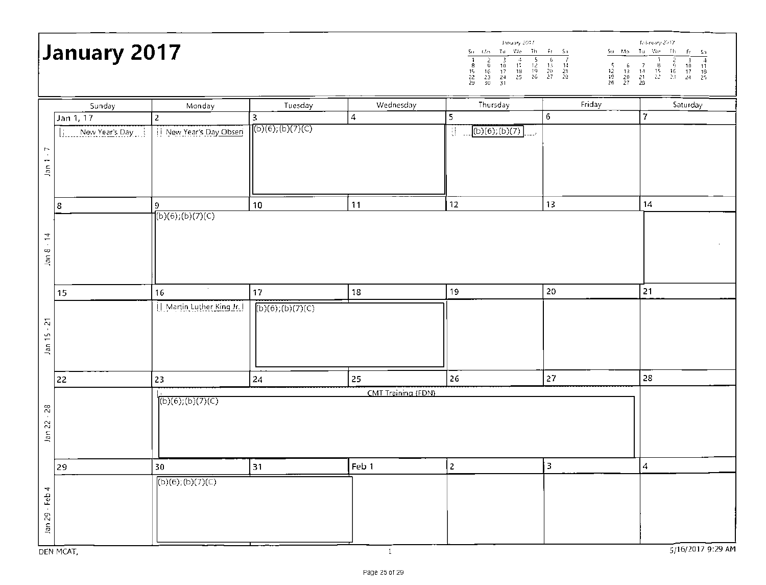# January 2017

| Week | Sunday | Monday | Tuesday | Wednesday | Thursday | Friday | Saturday |
|---|---|---|---|---|---|---|---|
| Jan 1 - 7 | Jan 1, 17<br>New Year's Day | 2<br>New Year's Day Obsen | 3<br>(b)(6);(b)(7)(C) | 4 | 5<br>(b)(6);(b)(7) | 6 | 7 |
| Jan 8 - 14 | 8 | 9<br>(b)(6);(b)(7)(C) | 10 | 11 | 12 | 13 | 14 |
| Jan 15 - 21 | 15 | 16<br>Martin Luther King Jr. I | 17<br>(b)(6);(b)(7)(C) | 18 | 19 | 20 | 21 |
| Jan 22 - 28 | 22 | 23<br>(b)(6);(b)(7)(C) | 24 | 25<br>CMT Training (FDN) | 26 | 27 | 28 |
| Jan 29 - Feb 4 | 29 | 30<br>(b)(6);(b)(7)(C) | 31 | Feb 1 | 2 | 3 | 4 |

DEN MCAT,

5/16/2017 9:29 AM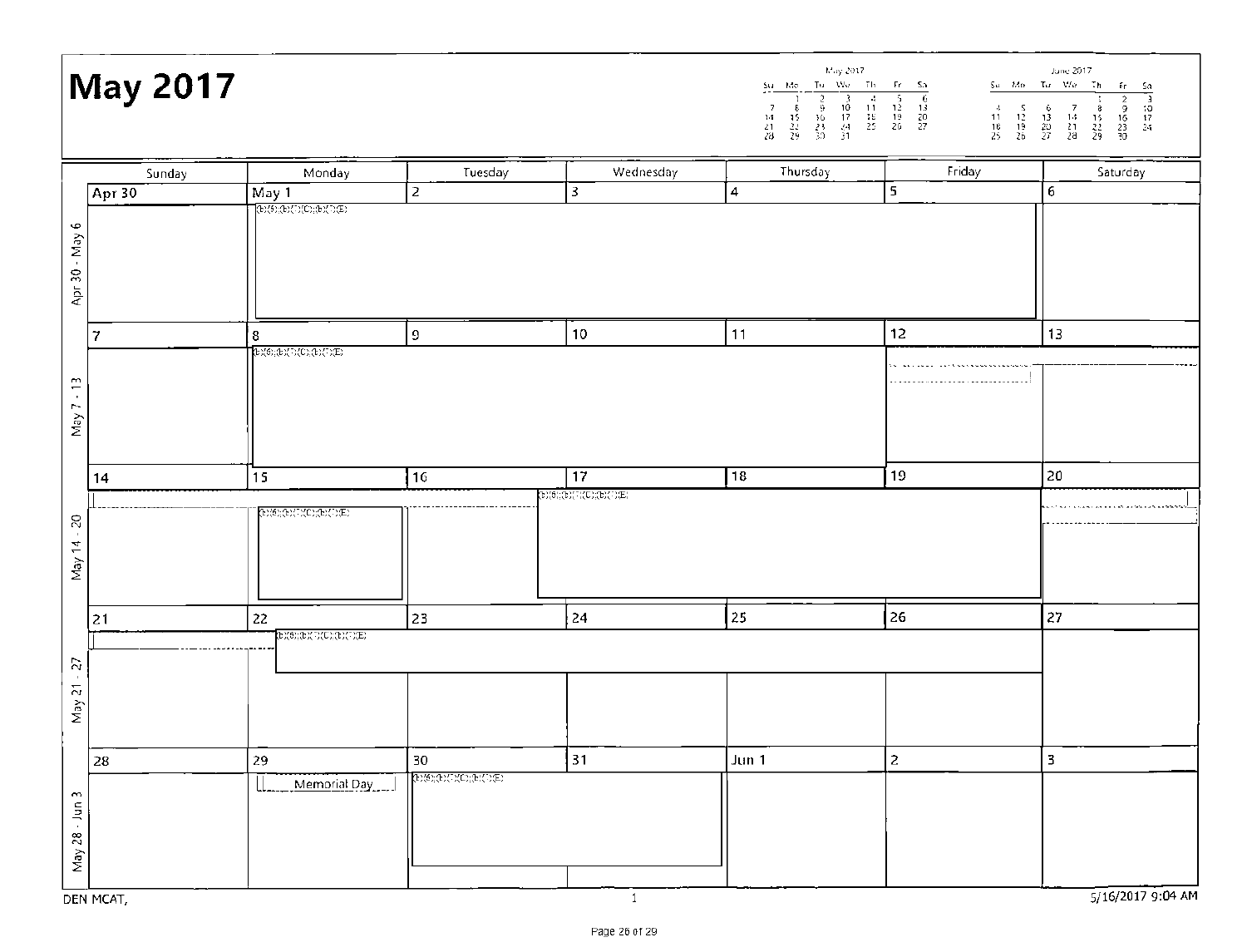# May 2017

| Sunday | Monday | Tuesday | Wednesday | Thursday | Friday | Saturday |
|---|---|---|---|---|---|---|
| Apr 30 | May 1 (b)(6);(b)(7)(C);(b)(7)(E) | 2 | 3 | 4 | 5 | 6 |
| 7 | 8 (b)(6);(b)(7)(C);(b)(7)(E) | 9 | 10 | 11 | 12 | 13 |
| 14 | 15 (b)(6);(b)(7)(C);(b)(7)(E) | 16 | 17 (b)(6);(b)(7)(C);(b)(7)(E) | 18 | 19 | 20 |
| 21 | 22 (b)(6);(b)(7)(C);(b)(7)(E) | 23 | 24 | 25 | 26 | 27 |
| 28 | 29 Memorial Day | 30 (b)(6);(b)(7)(C);(b)(7)(E) | 31 | Jun 1 | 2 | 3 |

DEN MCAT, 1 5/16/2017 9:04 AM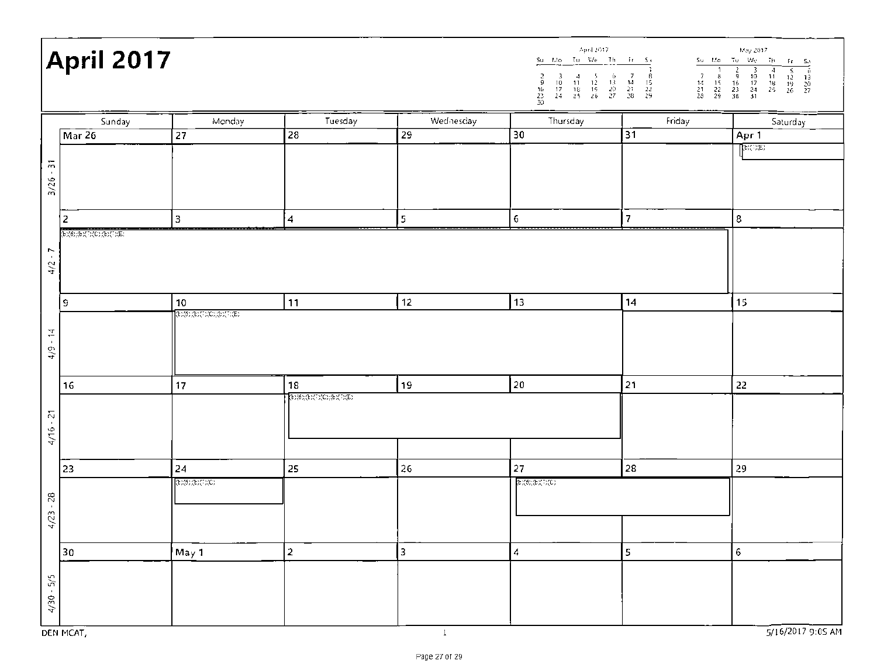# April 2017

| | Sunday | Monday | Tuesday | Wednesday | Thursday | Friday | Saturday |
|---|---|---|---|---|---|---|---|
| 3/26 - 31 | Mar 26 | 27 | 28 | 29 | 30 | 31 | Apr 1<br>(b)(7)(E) |
| 4/2 - 7 | 2<br>(b)(6);(b)(7)(C);(b)(7)(E) | 3 | 4 | 5 | 6 | 7 | 8 |
| 4/9 - 14 | 9 | 10<br>(b)(6);(b)(7)(C);(b)(7)(E) | 11 | 12 | 13 | 14 | 15 |
| 4/16 - 21 | 16 | 17 | 18<br>(b)(6);(b)(7)(C);(b)(7)(E) | 19 | 20 | 21 | 22 |
| 4/23 - 28 | 23 | 24<br>(b)(6);(b)(7)(C) | 25 | 26 | 27<br>(b)(6);(b)(7)(C) | 28 | 29 |
| 4/30 - 5/5 | 30 | May 1 | 2 | 3 | 4 | 5 | 6 |

DEN MCAT,

5/16/2017 9:05 AM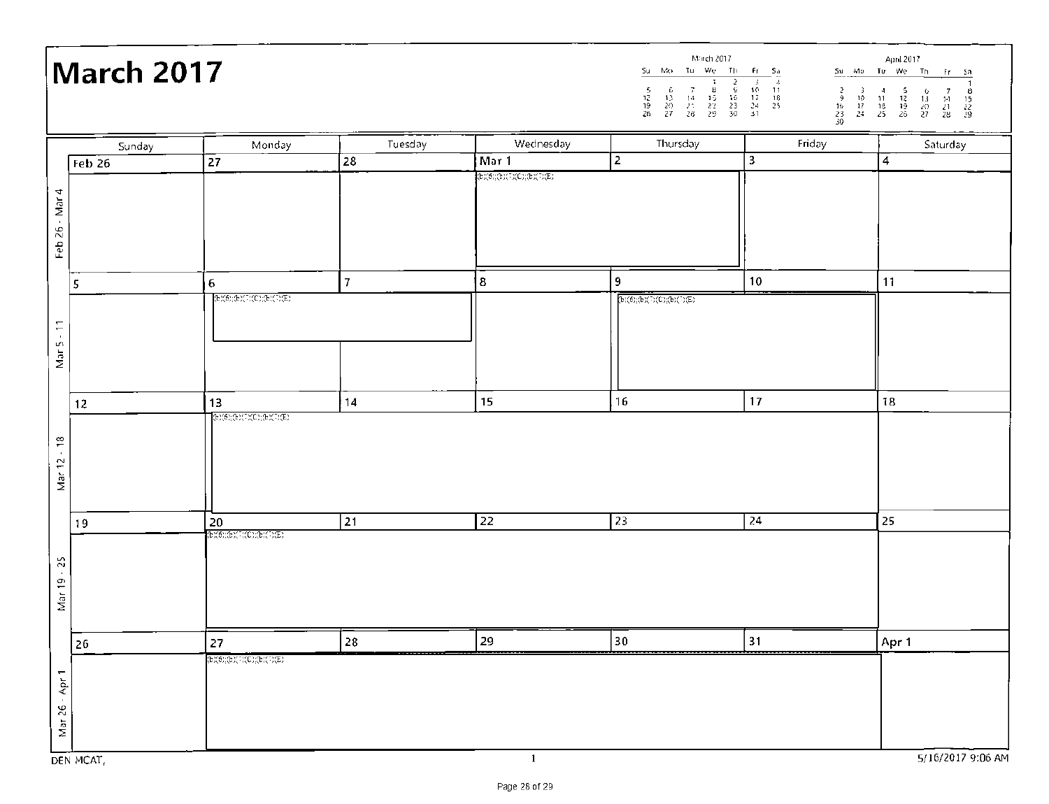# March 2017

**March 2017**

| Su | Mo | Tu | We | Th | Fr | Sa |
|---|---|---|---|---|---|---|
| | | | 1 | 2 | 3 | 4 |
| 5 | 6 | 7 | 8 | 9 | 10 | 11 |
| 12 | 13 | 14 | 15 | 16 | 17 | 18 |
| 19 | 20 | 21 | 22 | 23 | 24 | 25 |
| 26 | 27 | 28 | 29 | 30 | 31 | |

**April 2017**

| Su | Mo | Tu | We | Th | Fr | Sa |
|---|---|---|---|---|---|---|
| | | | | | | 1 |
| 2 | 3 | 4 | 5 | 6 | 7 | 8 |
| 9 | 10 | 11 | 12 | 13 | 14 | 15 |
| 16 | 17 | 18 | 19 | 20 | 21 | 22 |
| 23 | 24 | 25 | 26 | 27 | 28 | 29 |
| 30 | | | | | | |

| Week | Sunday | Monday | Tuesday | Wednesday | Thursday | Friday | Saturday |
|---|---|---|---|---|---|---|---|
| Feb 26 - Mar 4 | Feb 26 | 27 | 28 | Mar 1<br>(b)(6);(b)(7)(C);(b)(7)(E) | 2 | 3 | 4 |
| Mar 5 - 11 | 5 | 6<br>(b)(6);(b)(7)(C);(b)(7)(E) | 7 | 8 | 9<br>(b)(6);(b)(7)(C);(b)(7)(E) | 10 | 11 |
| Mar 12 - 18 | 12 | 13<br>(b)(6);(b)(7)(C);(b)(7)(E) | 14 | 15 | 16 | 17 | 18 |
| Mar 19 - 25 | 19 | 20<br>(b)(6);(b)(7)(C);(b)(7)(E) | 21 | 22 | 23 | 24 | 25 |
| Mar 26 - Apr 1 | 26 | 27<br>(b)(6);(b)(7)(C);(b)(7)(E) | 28 | 29 | 30 | 31 | Apr 1 |

DEN MCAT, 1 5/16/2017 9:06 AM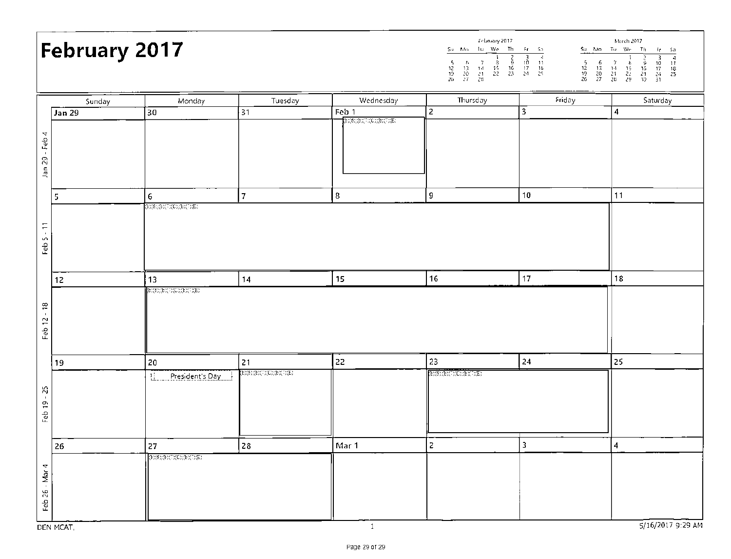# February 2017

| February 2017 | | | | | | |
| --- | --- | --- | --- | --- | --- | --- |
| Su | Mo | Tu | We | Th | Fr | Sa |
| | | | 1 | 2 | 3 | 4 |
| 5 | 6 | 7 | 8 | 9 | 10 | 11 |
| 12 | 13 | 14 | 15 | 16 | 17 | 18 |
| 19 | 20 | 21 | 22 | 23 | 24 | 25 |
| 26 | 27 | 28 | | | | |

| March 2017 | | | | | | |
| --- | --- | --- | --- | --- | --- | --- |
| Su | Mo | Tu | We | Th | Fr | Sa |
| | | | 1 | 2 | 3 | 4 |
| 5 | 6 | 7 | 8 | 9 | 10 | 11 |
| 12 | 13 | 14 | 15 | 16 | 17 | 18 |
| 19 | 20 | 21 | 22 | 23 | 24 | 25 |
| 26 | 27 | 28 | 29 | 30 | 31 | |

| | Sunday | Monday | Tuesday | Wednesday | Thursday | Friday | Saturday |
| --- | --- | --- | --- | --- | --- | --- | --- |
| Jan 29 - Feb 4 | Jan 29 | 30 | 31 | Feb 1 (b)(6);(b)(7)(C);(b)(7)(E) | 2 | 3 | 4 |
| Feb 5 - 11 | 5 | 6 (b)(6);(b)(7)(C);(b)(7)(E) | 7 | 8 | 9 | 10 | 11 |
| Feb 12 - 18 | 12 | 13 (b)(6);(b)(7)(C);(b)(7)(E) | 14 | 15 | 16 | 17 | 18 |
| Feb 19 - 25 | 19 | 20 President's Day | 21 (b)(6);(b)(7)(C);(b)(7)(E) | 22 | 23 (b)(6);(b)(7)(C);(b)(7)(E) | 24 | 25 |
| Feb 26 - Mar 4 | 26 | 27 (b)(6);(b)(7)(C);(b)(7)(E) | 28 | Mar 1 | 2 | 3 | 4 |

DEN MCAT,

5/16/2017 9:29 AM